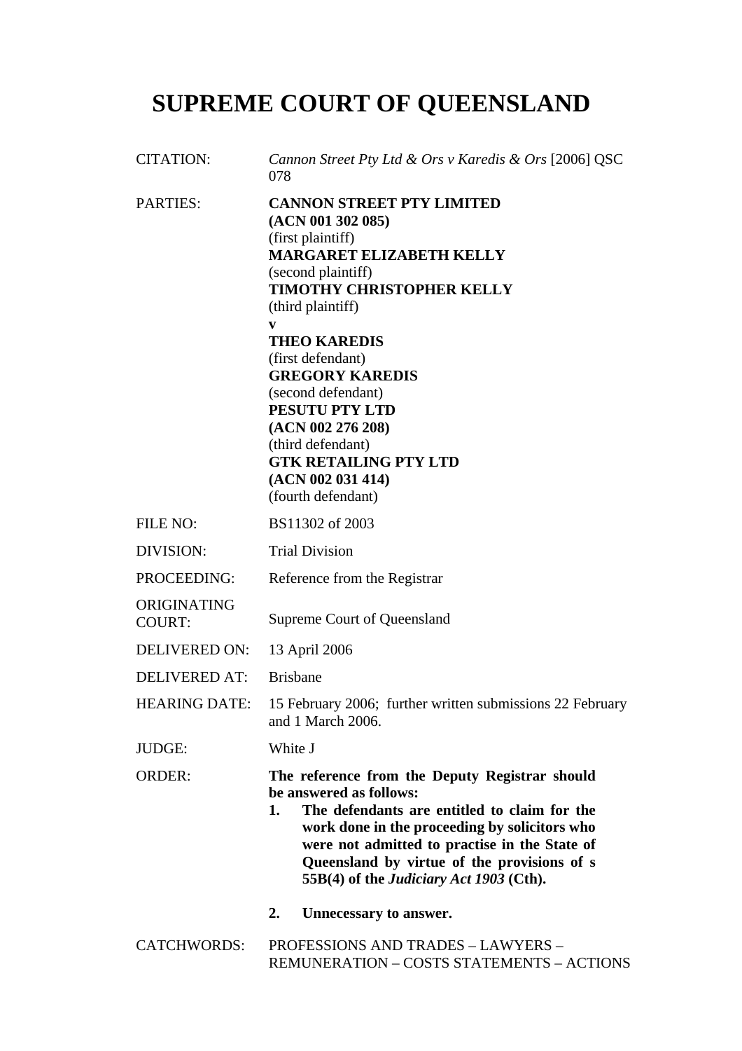# SUPREME COURT OF QUEENSLAND

| | |
|---|---|
| CITATION: | *Cannon Street Pty Ltd & Ors v Karedis & Ors* [2006] QSC 078 |
| PARTIES: | **CANNON STREET PTY LIMITED (ACN 001 302 085)** (first plaintiff) **MARGARET ELIZABETH KELLY** (second plaintiff) **TIMOTHY CHRISTOPHER KELLY** (third plaintiff) **v** **THEO KAREDIS** (first defendant) **GREGORY KAREDIS** (second defendant) **PESUTU PTY LTD (ACN 002 276 208)** (third defendant) **GTK RETAILING PTY LTD (ACN 002 031 414)** (fourth defendant) |
| FILE NO: | BS11302 of 2003 |
| DIVISION: | Trial Division |
| PROCEEDING: | Reference from the Registrar |
| ORIGINATING COURT: | Supreme Court of Queensland |
| DELIVERED ON: | 13 April 2006 |
| DELIVERED AT: | Brisbane |
| HEARING DATE: | 15 February 2006; further written submissions 22 February and 1 March 2006. |
| JUDGE: | White J |
| ORDER: | **The reference from the Deputy Registrar should be answered as follows:** **1. The defendants are entitled to claim for the work done in the proceeding by solicitors who were not admitted to practise in the State of Queensland by virtue of the provisions of s 55B(4) of the *Judiciary Act 1903* (Cth).** **2. Unnecessary to answer.** |
| CATCHWORDS: | PROFESSIONS AND TRADES – LAWYERS – REMUNERATION – COSTS STATEMENTS – ACTIONS |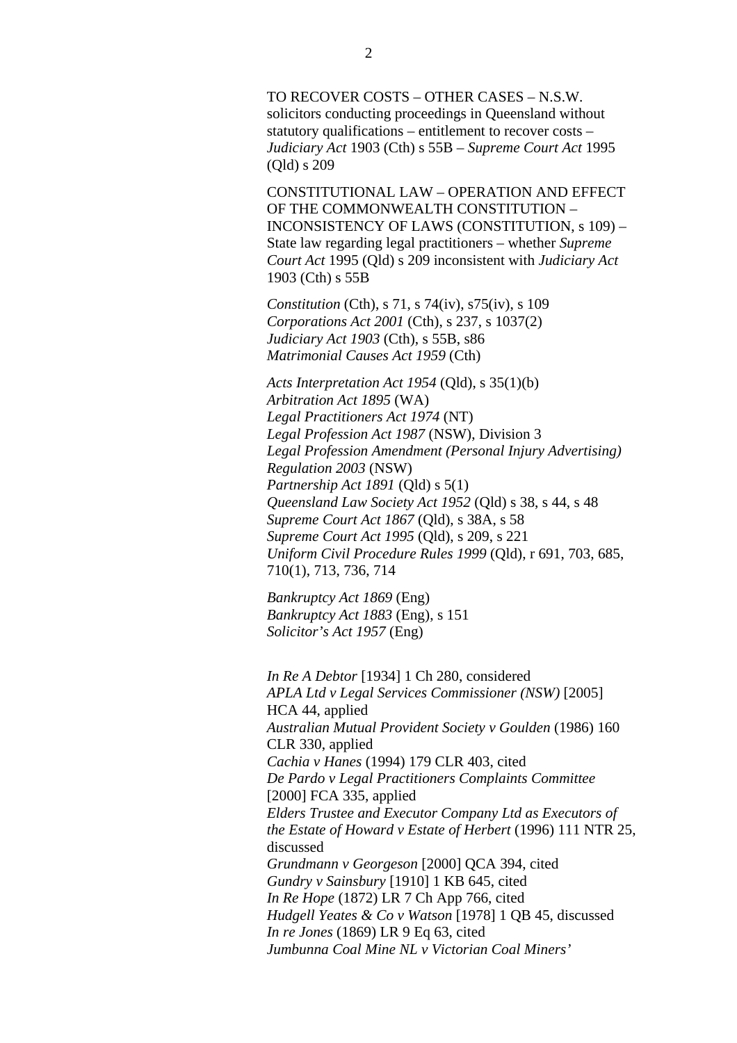TO RECOVER COSTS – OTHER CASES – N.S.W. solicitors conducting proceedings in Queensland without statutory qualifications – entitlement to recover costs – *Judiciary Act* 1903 (Cth) s 55B – *Supreme Court Act* 1995 (Qld) s 209

CONSTITUTIONAL LAW – OPERATION AND EFFECT OF THE COMMONWEALTH CONSTITUTION – INCONSISTENCY OF LAWS (CONSTITUTION, s 109) – State law regarding legal practitioners – whether *Supreme Court Act* 1995 (Qld) s 209 inconsistent with *Judiciary Act* 1903 (Cth) s 55B

*Constitution* (Cth), s 71, s 74(iv), s75(iv), s 109
*Corporations Act 2001* (Cth), s 237, s 1037(2)
*Judiciary Act 1903* (Cth), s 55B, s86
*Matrimonial Causes Act 1959* (Cth)

*Acts Interpretation Act 1954* (Qld), s 35(1)(b)
*Arbitration Act 1895* (WA)
*Legal Practitioners Act 1974* (NT)
*Legal Profession Act 1987* (NSW), Division 3
*Legal Profession Amendment (Personal Injury Advertising) Regulation 2003* (NSW)
*Partnership Act 1891* (Qld) s 5(1)
*Queensland Law Society Act 1952* (Qld) s 38, s 44, s 48
*Supreme Court Act 1867* (Qld), s 38A, s 58
*Supreme Court Act 1995* (Qld), s 209, s 221
*Uniform Civil Procedure Rules 1999* (Qld), r 691, 703, 685, 710(1), 713, 736, 714

*Bankruptcy Act 1869* (Eng)
*Bankruptcy Act 1883* (Eng), s 151
*Solicitor's Act 1957* (Eng)

*In Re A Debtor* [1934] 1 Ch 280, considered
*APLA Ltd v Legal Services Commissioner (NSW)* [2005] HCA 44, applied
*Australian Mutual Provident Society v Goulden* (1986) 160 CLR 330, applied
*Cachia v Hanes* (1994) 179 CLR 403, cited
*De Pardo v Legal Practitioners Complaints Committee* [2000] FCA 335, applied
*Elders Trustee and Executor Company Ltd as Executors of the Estate of Howard v Estate of Herbert* (1996) 111 NTR 25, discussed
*Grundmann v Georgeson* [2000] QCA 394, cited
*Gundry v Sainsbury* [1910] 1 KB 645, cited
*In Re Hope* (1872) LR 7 Ch App 766, cited
*Hudgell Yeates & Co v Watson* [1978] 1 QB 45, discussed
*In re Jones* (1869) LR 9 Eq 63, cited
*Jumbunna Coal Mine NL v Victorian Coal Miners'*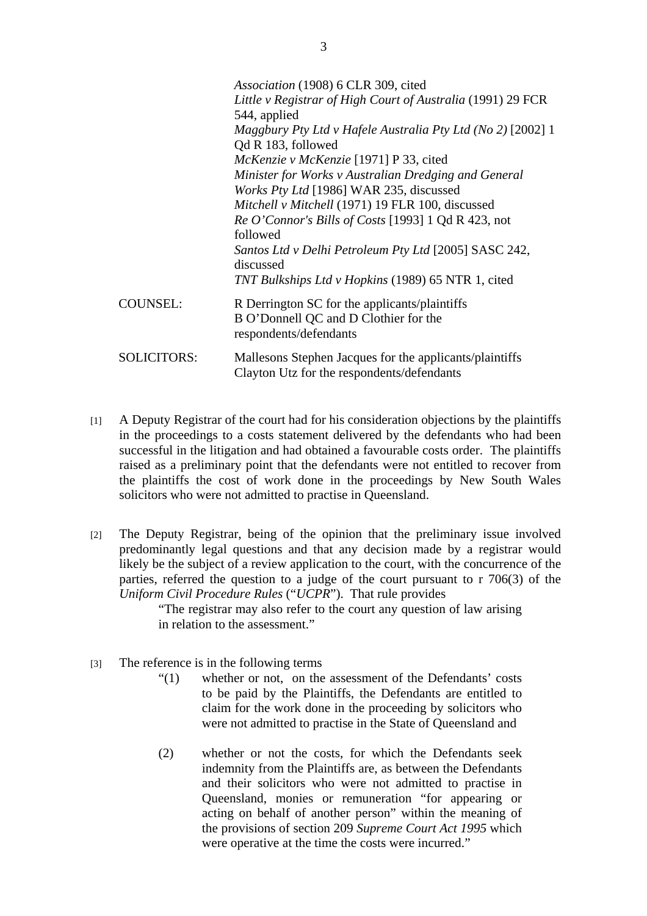*Association* (1908) 6 CLR 309, cited
*Little v Registrar of High Court of Australia* (1991) 29 FCR 544, applied
*Maggbury Pty Ltd v Hafele Australia Pty Ltd (No 2)* [2002] 1 Qd R 183, followed
*McKenzie v McKenzie* [1971] P 33, cited
*Minister for Works v Australian Dredging and General Works Pty Ltd* [1986] WAR 235, discussed
*Mitchell v Mitchell* (1971) 19 FLR 100, discussed
*Re O'Connor's Bills of Costs* [1993] 1 Qd R 423, not followed
*Santos Ltd v Delhi Petroleum Pty Ltd* [2005] SASC 242, discussed
*TNT Bulkships Ltd v Hopkins* (1989) 65 NTR 1, cited

COUNSEL: R Derrington SC for the applicants/plaintiffs
B O'Donnell QC and D Clothier for the respondents/defendants

SOLICITORS: Mallesons Stephen Jacques for the applicants/plaintiffs
Clayton Utz for the respondents/defendants

[1] A Deputy Registrar of the court had for his consideration objections by the plaintiffs in the proceedings to a costs statement delivered by the defendants who had been successful in the litigation and had obtained a favourable costs order. The plaintiffs raised as a preliminary point that the defendants were not entitled to recover from the plaintiffs the cost of work done in the proceedings by New South Wales solicitors who were not admitted to practise in Queensland.

[2] The Deputy Registrar, being of the opinion that the preliminary issue involved predominantly legal questions and that any decision made by a registrar would likely be the subject of a review application to the court, with the concurrence of the parties, referred the question to a judge of the court pursuant to r 706(3) of the *Uniform Civil Procedure Rules* ("*UCPR*"). That rule provides

> "The registrar may also refer to the court any question of law arising in relation to the assessment."

[3] The reference is in the following terms

> "(1) whether or not, on the assessment of the Defendants' costs to be paid by the Plaintiffs, the Defendants are entitled to claim for the work done in the proceeding by solicitors who were not admitted to practise in the State of Queensland and
>
> (2) whether or not the costs, for which the Defendants seek indemnity from the Plaintiffs are, as between the Defendants and their solicitors who were not admitted to practise in Queensland, monies or remuneration "for appearing or acting on behalf of another person" within the meaning of the provisions of section 209 *Supreme Court Act 1995* which were operative at the time the costs were incurred."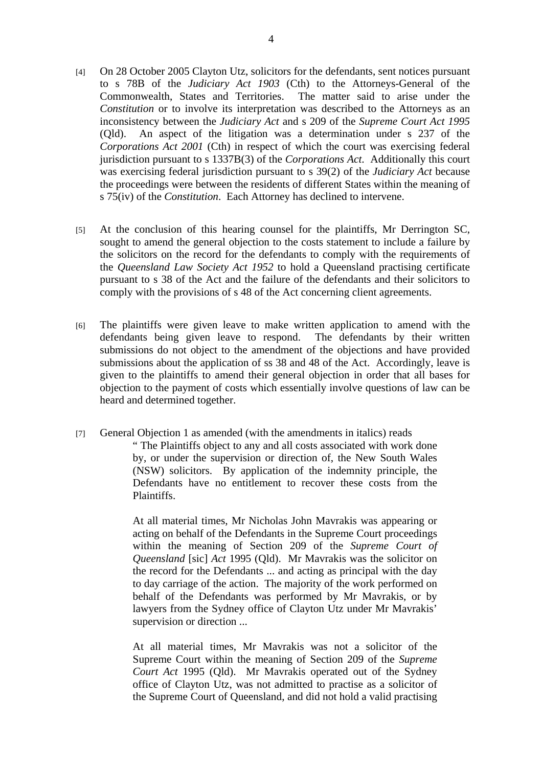[4] On 28 October 2005 Clayton Utz, solicitors for the defendants, sent notices pursuant to s 78B of the *Judiciary Act 1903* (Cth) to the Attorneys-General of the Commonwealth, States and Territories. The matter said to arise under the *Constitution* or to involve its interpretation was described to the Attorneys as an inconsistency between the *Judiciary Act* and s 209 of the *Supreme Court Act 1995* (Qld). An aspect of the litigation was a determination under s 237 of the *Corporations Act 2001* (Cth) in respect of which the court was exercising federal jurisdiction pursuant to s 1337B(3) of the *Corporations Act*. Additionally this court was exercising federal jurisdiction pursuant to s 39(2) of the *Judiciary Act* because the proceedings were between the residents of different States within the meaning of s 75(iv) of the *Constitution*. Each Attorney has declined to intervene.

[5] At the conclusion of this hearing counsel for the plaintiffs, Mr Derrington SC, sought to amend the general objection to the costs statement to include a failure by the solicitors on the record for the defendants to comply with the requirements of the *Queensland Law Society Act 1952* to hold a Queensland practising certificate pursuant to s 38 of the Act and the failure of the defendants and their solicitors to comply with the provisions of s 48 of the Act concerning client agreements.

[6] The plaintiffs were given leave to make written application to amend with the defendants being given leave to respond. The defendants by their written submissions do not object to the amendment of the objections and have provided submissions about the application of ss 38 and 48 of the Act. Accordingly, leave is given to the plaintiffs to amend their general objection in order that all bases for objection to the payment of costs which essentially involve questions of law can be heard and determined together.

[7] General Objection 1 as amended (with the amendments in italics) reads

> " The Plaintiffs object to any and all costs associated with work done by, or under the supervision or direction of, the New South Wales (NSW) solicitors. By application of the indemnity principle, the Defendants have no entitlement to recover these costs from the Plaintiffs.
>
> At all material times, Mr Nicholas John Mavrakis was appearing or acting on behalf of the Defendants in the Supreme Court proceedings within the meaning of Section 209 of the *Supreme Court of Queensland* [sic] *Act* 1995 (Qld). Mr Mavrakis was the solicitor on the record for the Defendants ... and acting as principal with the day to day carriage of the action. The majority of the work performed on behalf of the Defendants was performed by Mr Mavrakis, or by lawyers from the Sydney office of Clayton Utz under Mr Mavrakis' supervision or direction ...
>
> At all material times, Mr Mavrakis was not a solicitor of the Supreme Court within the meaning of Section 209 of the *Supreme Court Act* 1995 (Qld). Mr Mavrakis operated out of the Sydney office of Clayton Utz, was not admitted to practise as a solicitor of the Supreme Court of Queensland, and did not hold a valid practising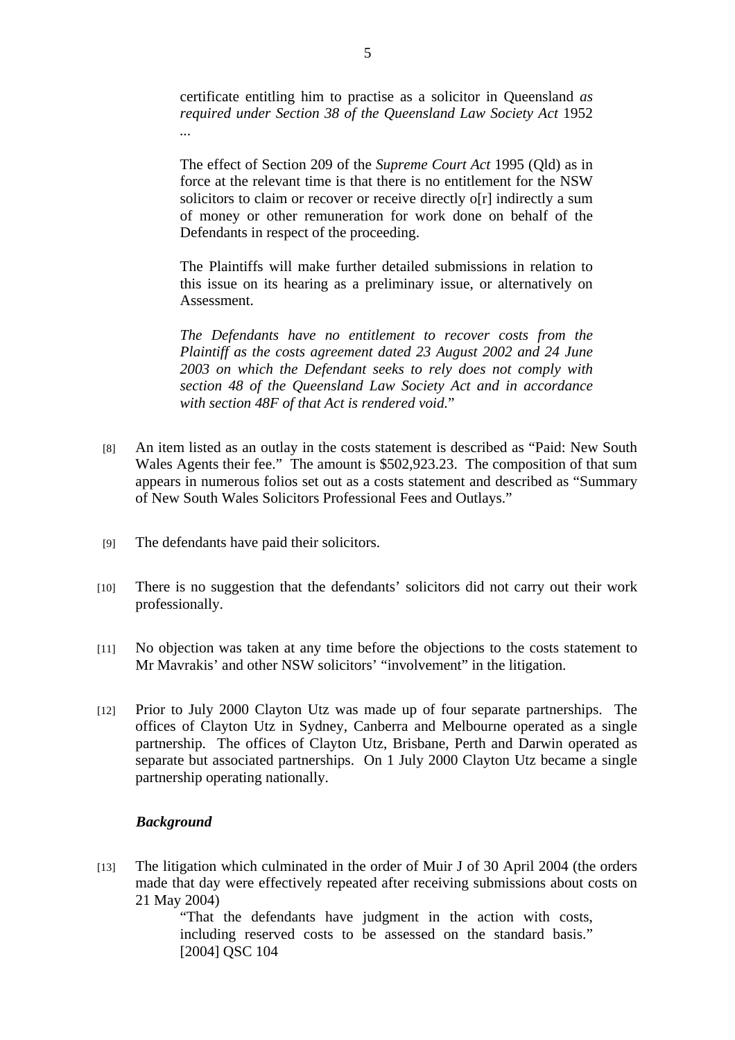> certificate entitling him to practise as a solicitor in Queensland *as required under Section 38 of the Queensland Law Society Act* 1952 ...
>
> The effect of Section 209 of the *Supreme Court Act* 1995 (Qld) as in force at the relevant time is that there is no entitlement for the NSW solicitors to claim or recover or receive directly o[r] indirectly a sum of money or other remuneration for work done on behalf of the Defendants in respect of the proceeding.
>
> The Plaintiffs will make further detailed submissions in relation to this issue on its hearing as a preliminary issue, or alternatively on Assessment.
>
> *The Defendants have no entitlement to recover costs from the Plaintiff as the costs agreement dated 23 August 2002 and 24 June 2003 on which the Defendant seeks to rely does not comply with section 48 of the Queensland Law Society Act and in accordance with section 48F of that Act is rendered void.*"

[8] An item listed as an outlay in the costs statement is described as "Paid: New South Wales Agents their fee." The amount is $502,923.23. The composition of that sum appears in numerous folios set out as a costs statement and described as "Summary of New South Wales Solicitors Professional Fees and Outlays."

[9] The defendants have paid their solicitors.

[10] There is no suggestion that the defendants' solicitors did not carry out their work professionally.

[11] No objection was taken at any time before the objections to the costs statement to Mr Mavrakis' and other NSW solicitors' "involvement" in the litigation.

[12] Prior to July 2000 Clayton Utz was made up of four separate partnerships. The offices of Clayton Utz in Sydney, Canberra and Melbourne operated as a single partnership. The offices of Clayton Utz, Brisbane, Perth and Darwin operated as separate but associated partnerships. On 1 July 2000 Clayton Utz became a single partnership operating nationally.

***Background***

[13] The litigation which culminated in the order of Muir J of 30 April 2004 (the orders made that day were effectively repeated after receiving submissions about costs on 21 May 2004)

> "That the defendants have judgment in the action with costs, including reserved costs to be assessed on the standard basis." [2004] QSC 104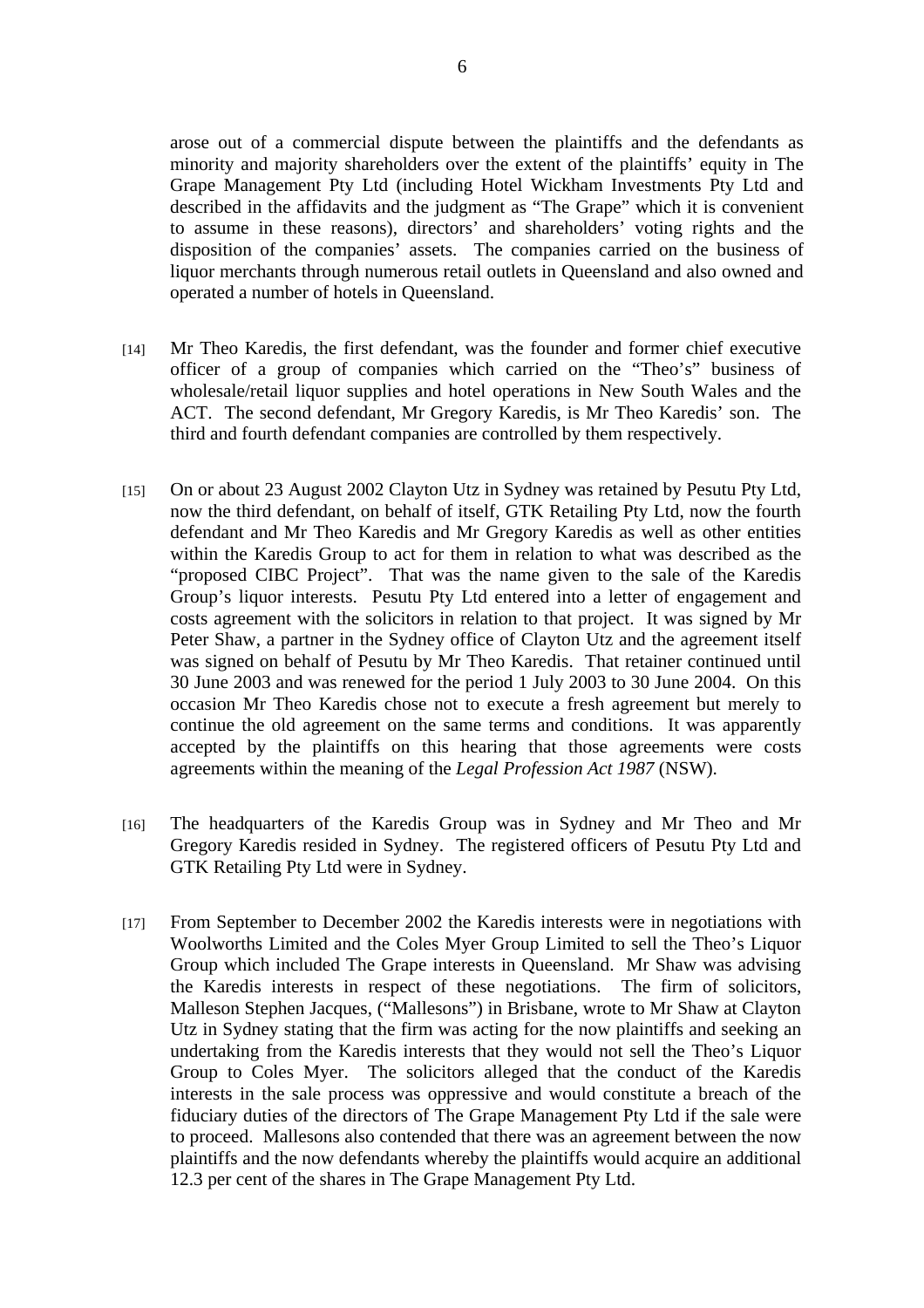arose out of a commercial dispute between the plaintiffs and the defendants as minority and majority shareholders over the extent of the plaintiffs' equity in The Grape Management Pty Ltd (including Hotel Wickham Investments Pty Ltd and described in the affidavits and the judgment as "The Grape" which it is convenient to assume in these reasons), directors' and shareholders' voting rights and the disposition of the companies' assets. The companies carried on the business of liquor merchants through numerous retail outlets in Queensland and also owned and operated a number of hotels in Queensland.

[14] Mr Theo Karedis, the first defendant, was the founder and former chief executive officer of a group of companies which carried on the "Theo's" business of wholesale/retail liquor supplies and hotel operations in New South Wales and the ACT. The second defendant, Mr Gregory Karedis, is Mr Theo Karedis' son. The third and fourth defendant companies are controlled by them respectively.

[15] On or about 23 August 2002 Clayton Utz in Sydney was retained by Pesutu Pty Ltd, now the third defendant, on behalf of itself, GTK Retailing Pty Ltd, now the fourth defendant and Mr Theo Karedis and Mr Gregory Karedis as well as other entities within the Karedis Group to act for them in relation to what was described as the "proposed CIBC Project". That was the name given to the sale of the Karedis Group's liquor interests. Pesutu Pty Ltd entered into a letter of engagement and costs agreement with the solicitors in relation to that project. It was signed by Mr Peter Shaw, a partner in the Sydney office of Clayton Utz and the agreement itself was signed on behalf of Pesutu by Mr Theo Karedis. That retainer continued until 30 June 2003 and was renewed for the period 1 July 2003 to 30 June 2004. On this occasion Mr Theo Karedis chose not to execute a fresh agreement but merely to continue the old agreement on the same terms and conditions. It was apparently accepted by the plaintiffs on this hearing that those agreements were costs agreements within the meaning of the *Legal Profession Act 1987* (NSW).

[16] The headquarters of the Karedis Group was in Sydney and Mr Theo and Mr Gregory Karedis resided in Sydney. The registered officers of Pesutu Pty Ltd and GTK Retailing Pty Ltd were in Sydney.

[17] From September to December 2002 the Karedis interests were in negotiations with Woolworths Limited and the Coles Myer Group Limited to sell the Theo's Liquor Group which included The Grape interests in Queensland. Mr Shaw was advising the Karedis interests in respect of these negotiations. The firm of solicitors, Malleson Stephen Jacques, ("Mallesons") in Brisbane, wrote to Mr Shaw at Clayton Utz in Sydney stating that the firm was acting for the now plaintiffs and seeking an undertaking from the Karedis interests that they would not sell the Theo's Liquor Group to Coles Myer. The solicitors alleged that the conduct of the Karedis interests in the sale process was oppressive and would constitute a breach of the fiduciary duties of the directors of The Grape Management Pty Ltd if the sale were to proceed. Mallesons also contended that there was an agreement between the now plaintiffs and the now defendants whereby the plaintiffs would acquire an additional 12.3 per cent of the shares in The Grape Management Pty Ltd.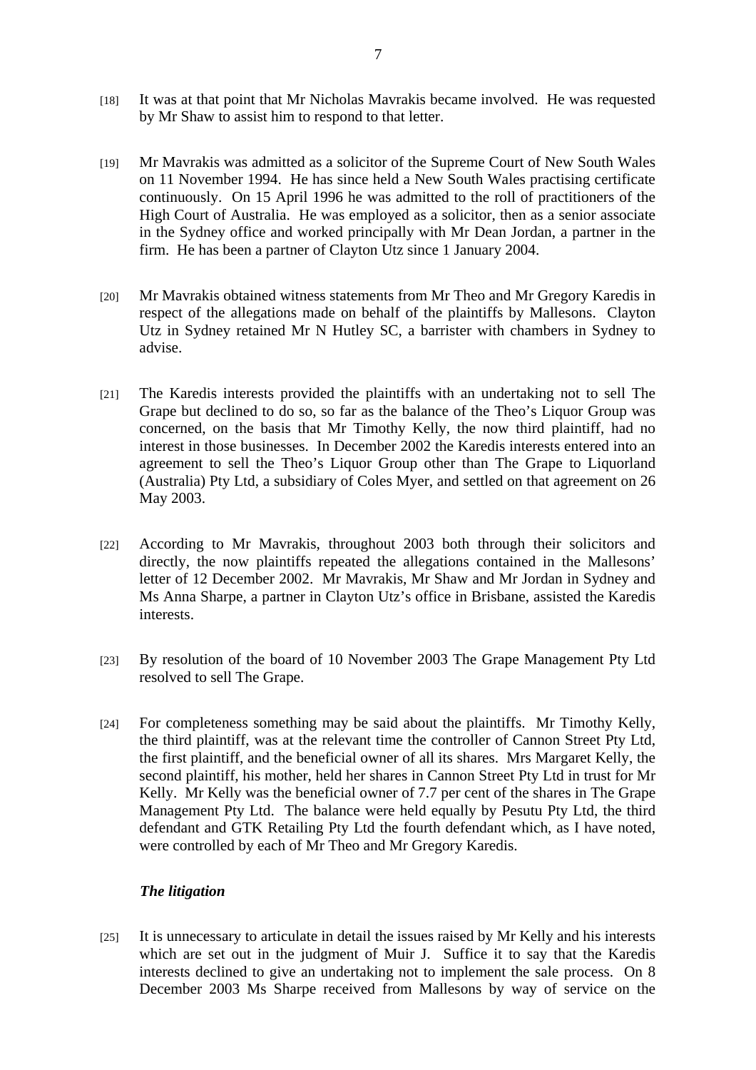[18] It was at that point that Mr Nicholas Mavrakis became involved. He was requested by Mr Shaw to assist him to respond to that letter.

[19] Mr Mavrakis was admitted as a solicitor of the Supreme Court of New South Wales on 11 November 1994. He has since held a New South Wales practising certificate continuously. On 15 April 1996 he was admitted to the roll of practitioners of the High Court of Australia. He was employed as a solicitor, then as a senior associate in the Sydney office and worked principally with Mr Dean Jordan, a partner in the firm. He has been a partner of Clayton Utz since 1 January 2004.

[20] Mr Mavrakis obtained witness statements from Mr Theo and Mr Gregory Karedis in respect of the allegations made on behalf of the plaintiffs by Mallesons. Clayton Utz in Sydney retained Mr N Hutley SC, a barrister with chambers in Sydney to advise.

[21] The Karedis interests provided the plaintiffs with an undertaking not to sell The Grape but declined to do so, so far as the balance of the Theo's Liquor Group was concerned, on the basis that Mr Timothy Kelly, the now third plaintiff, had no interest in those businesses. In December 2002 the Karedis interests entered into an agreement to sell the Theo's Liquor Group other than The Grape to Liquorland (Australia) Pty Ltd, a subsidiary of Coles Myer, and settled on that agreement on 26 May 2003.

[22] According to Mr Mavrakis, throughout 2003 both through their solicitors and directly, the now plaintiffs repeated the allegations contained in the Mallesons' letter of 12 December 2002. Mr Mavrakis, Mr Shaw and Mr Jordan in Sydney and Ms Anna Sharpe, a partner in Clayton Utz's office in Brisbane, assisted the Karedis interests.

[23] By resolution of the board of 10 November 2003 The Grape Management Pty Ltd resolved to sell The Grape.

[24] For completeness something may be said about the plaintiffs. Mr Timothy Kelly, the third plaintiff, was at the relevant time the controller of Cannon Street Pty Ltd, the first plaintiff, and the beneficial owner of all its shares. Mrs Margaret Kelly, the second plaintiff, his mother, held her shares in Cannon Street Pty Ltd in trust for Mr Kelly. Mr Kelly was the beneficial owner of 7.7 per cent of the shares in The Grape Management Pty Ltd. The balance were held equally by Pesutu Pty Ltd, the third defendant and GTK Retailing Pty Ltd the fourth defendant which, as I have noted, were controlled by each of Mr Theo and Mr Gregory Karedis.

### *The litigation*

[25] It is unnecessary to articulate in detail the issues raised by Mr Kelly and his interests which are set out in the judgment of Muir J. Suffice it to say that the Karedis interests declined to give an undertaking not to implement the sale process. On 8 December 2003 Ms Sharpe received from Mallesons by way of service on the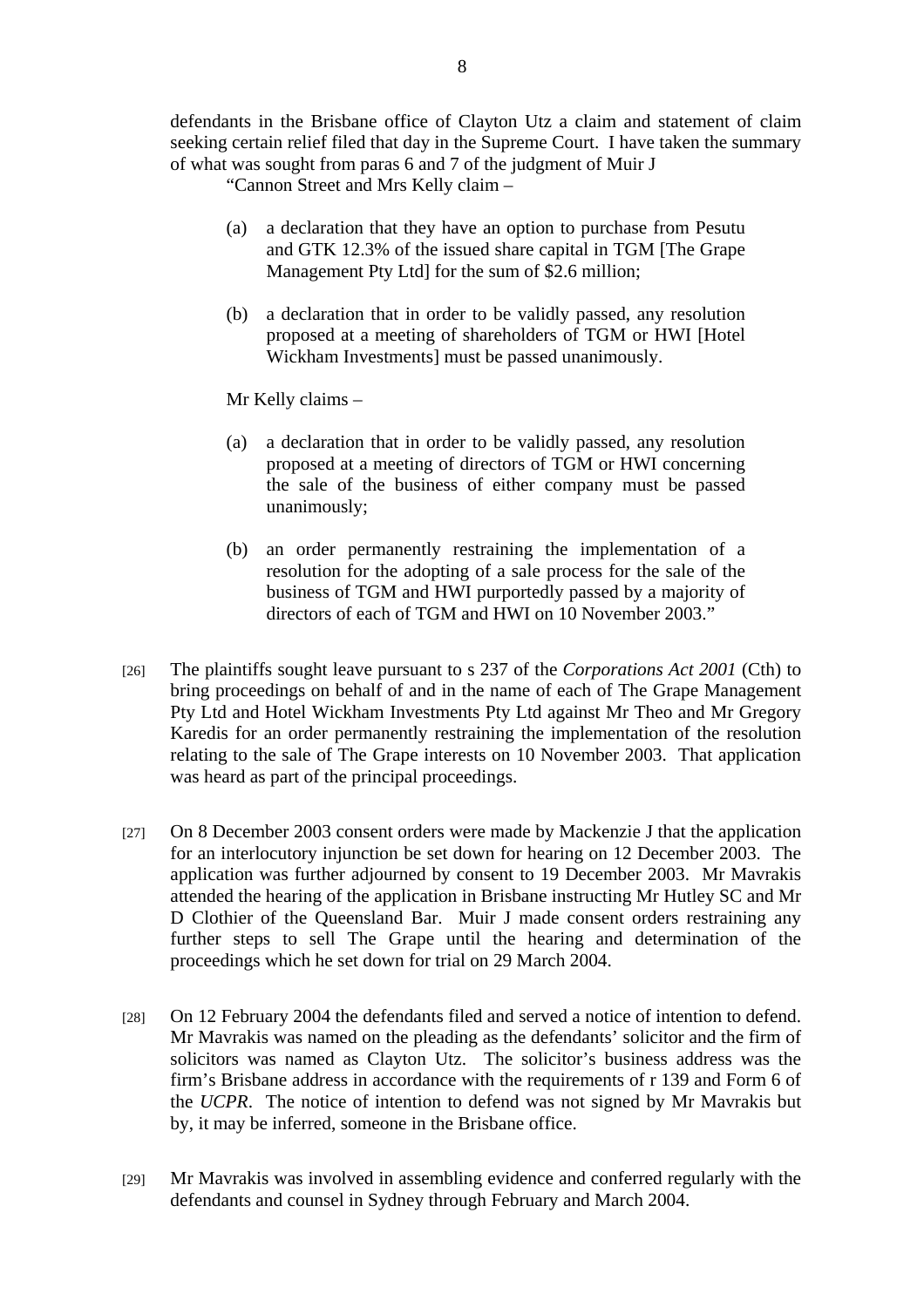defendants in the Brisbane office of Clayton Utz a claim and statement of claim seeking certain relief filed that day in the Supreme Court. I have taken the summary of what was sought from paras 6 and 7 of the judgment of Muir J

> "Cannon Street and Mrs Kelly claim –
>
> (a) a declaration that they have an option to purchase from Pesutu and GTK 12.3% of the issued share capital in TGM [The Grape Management Pty Ltd] for the sum of $2.6 million;
>
> (b) a declaration that in order to be validly passed, any resolution proposed at a meeting of shareholders of TGM or HWI [Hotel Wickham Investments] must be passed unanimously.
>
> Mr Kelly claims –
>
> (a) a declaration that in order to be validly passed, any resolution proposed at a meeting of directors of TGM or HWI concerning the sale of the business of either company must be passed unanimously;
>
> (b) an order permanently restraining the implementation of a resolution for the adopting of a sale process for the sale of the business of TGM and HWI purportedly passed by a majority of directors of each of TGM and HWI on 10 November 2003."

[26] The plaintiffs sought leave pursuant to s 237 of the *Corporations Act 2001* (Cth) to bring proceedings on behalf of and in the name of each of The Grape Management Pty Ltd and Hotel Wickham Investments Pty Ltd against Mr Theo and Mr Gregory Karedis for an order permanently restraining the implementation of the resolution relating to the sale of The Grape interests on 10 November 2003. That application was heard as part of the principal proceedings.

[27] On 8 December 2003 consent orders were made by Mackenzie J that the application for an interlocutory injunction be set down for hearing on 12 December 2003. The application was further adjourned by consent to 19 December 2003. Mr Mavrakis attended the hearing of the application in Brisbane instructing Mr Hutley SC and Mr D Clothier of the Queensland Bar. Muir J made consent orders restraining any further steps to sell The Grape until the hearing and determination of the proceedings which he set down for trial on 29 March 2004.

[28] On 12 February 2004 the defendants filed and served a notice of intention to defend. Mr Mavrakis was named on the pleading as the defendants' solicitor and the firm of solicitors was named as Clayton Utz. The solicitor's business address was the firm's Brisbane address in accordance with the requirements of r 139 and Form 6 of the *UCPR*. The notice of intention to defend was not signed by Mr Mavrakis but by, it may be inferred, someone in the Brisbane office.

[29] Mr Mavrakis was involved in assembling evidence and conferred regularly with the defendants and counsel in Sydney through February and March 2004.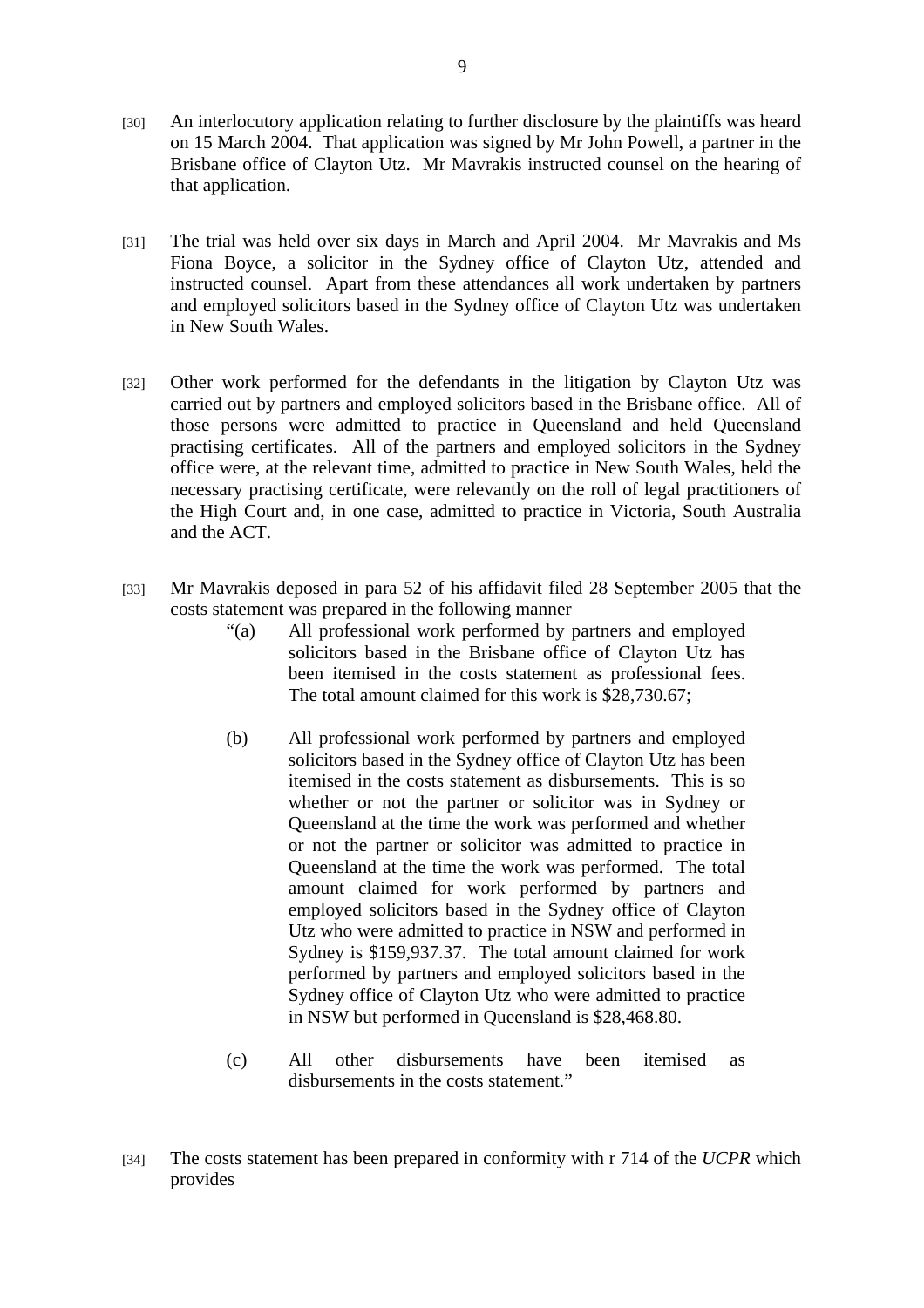[30] An interlocutory application relating to further disclosure by the plaintiffs was heard on 15 March 2004. That application was signed by Mr John Powell, a partner in the Brisbane office of Clayton Utz. Mr Mavrakis instructed counsel on the hearing of that application.

[31] The trial was held over six days in March and April 2004. Mr Mavrakis and Ms Fiona Boyce, a solicitor in the Sydney office of Clayton Utz, attended and instructed counsel. Apart from these attendances all work undertaken by partners and employed solicitors based in the Sydney office of Clayton Utz was undertaken in New South Wales.

[32] Other work performed for the defendants in the litigation by Clayton Utz was carried out by partners and employed solicitors based in the Brisbane office. All of those persons were admitted to practice in Queensland and held Queensland practising certificates. All of the partners and employed solicitors in the Sydney office were, at the relevant time, admitted to practice in New South Wales, held the necessary practising certificate, were relevantly on the roll of legal practitioners of the High Court and, in one case, admitted to practice in Victoria, South Australia and the ACT.

[33] Mr Mavrakis deposed in para 52 of his affidavit filed 28 September 2005 that the costs statement was prepared in the following manner

> "(a) All professional work performed by partners and employed solicitors based in the Brisbane office of Clayton Utz has been itemised in the costs statement as professional fees. The total amount claimed for this work is $28,730.67;
>
> (b) All professional work performed by partners and employed solicitors based in the Sydney office of Clayton Utz has been itemised in the costs statement as disbursements. This is so whether or not the partner or solicitor was in Sydney or Queensland at the time the work was performed and whether or not the partner or solicitor was admitted to practice in Queensland at the time the work was performed. The total amount claimed for work performed by partners and employed solicitors based in the Sydney office of Clayton Utz who were admitted to practice in NSW and performed in Sydney is $159,937.37. The total amount claimed for work performed by partners and employed solicitors based in the Sydney office of Clayton Utz who were admitted to practice in NSW but performed in Queensland is $28,468.80.
>
> (c) All other disbursements have been itemised as disbursements in the costs statement."

[34] The costs statement has been prepared in conformity with r 714 of the *UCPR* which provides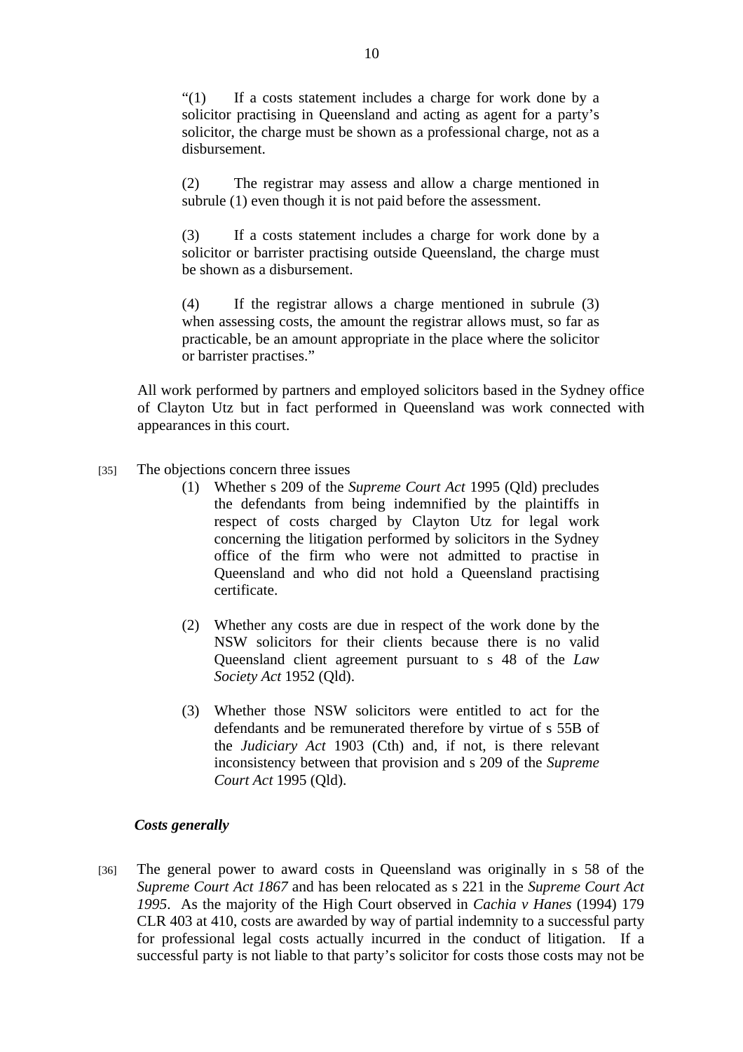> "(1) If a costs statement includes a charge for work done by a solicitor practising in Queensland and acting as agent for a party's solicitor, the charge must be shown as a professional charge, not as a disbursement.
>
> (2) The registrar may assess and allow a charge mentioned in subrule (1) even though it is not paid before the assessment.
>
> (3) If a costs statement includes a charge for work done by a solicitor or barrister practising outside Queensland, the charge must be shown as a disbursement.
>
> (4) If the registrar allows a charge mentioned in subrule (3) when assessing costs, the amount the registrar allows must, so far as practicable, be an amount appropriate in the place where the solicitor or barrister practises."

All work performed by partners and employed solicitors based in the Sydney office of Clayton Utz but in fact performed in Queensland was work connected with appearances in this court.

[35] The objections concern three issues

(1) Whether s 209 of the *Supreme Court Act* 1995 (Qld) precludes the defendants from being indemnified by the plaintiffs in respect of costs charged by Clayton Utz for legal work concerning the litigation performed by solicitors in the Sydney office of the firm who were not admitted to practise in Queensland and who did not hold a Queensland practising certificate.

(2) Whether any costs are due in respect of the work done by the NSW solicitors for their clients because there is no valid Queensland client agreement pursuant to s 48 of the *Law Society Act* 1952 (Qld).

(3) Whether those NSW solicitors were entitled to act for the defendants and be remunerated therefore by virtue of s 55B of the *Judiciary Act* 1903 (Cth) and, if not, is there relevant inconsistency between that provision and s 209 of the *Supreme Court Act* 1995 (Qld).

***Costs generally***

[36] The general power to award costs in Queensland was originally in s 58 of the *Supreme Court Act 1867* and has been relocated as s 221 in the *Supreme Court Act 1995*. As the majority of the High Court observed in *Cachia v Hanes* (1994) 179 CLR 403 at 410, costs are awarded by way of partial indemnity to a successful party for professional legal costs actually incurred in the conduct of litigation. If a successful party is not liable to that party's solicitor for costs those costs may not be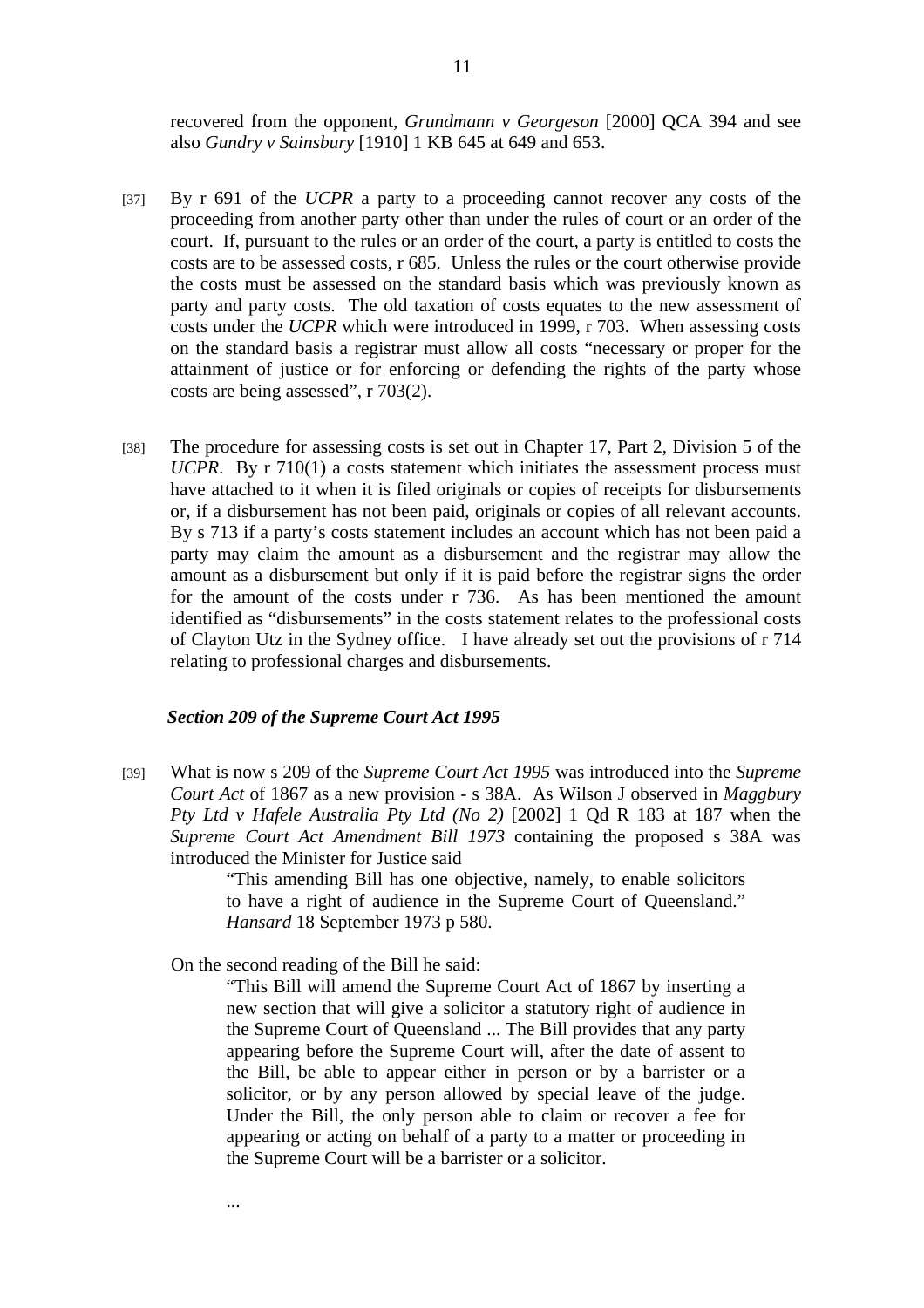recovered from the opponent, *Grundmann v Georgeson* [2000] QCA 394 and see also *Gundry v Sainsbury* [1910] 1 KB 645 at 649 and 653.

[37] By r 691 of the *UCPR* a party to a proceeding cannot recover any costs of the proceeding from another party other than under the rules of court or an order of the court. If, pursuant to the rules or an order of the court, a party is entitled to costs the costs are to be assessed costs, r 685. Unless the rules or the court otherwise provide the costs must be assessed on the standard basis which was previously known as party and party costs. The old taxation of costs equates to the new assessment of costs under the *UCPR* which were introduced in 1999, r 703. When assessing costs on the standard basis a registrar must allow all costs "necessary or proper for the attainment of justice or for enforcing or defending the rights of the party whose costs are being assessed", r 703(2).

[38] The procedure for assessing costs is set out in Chapter 17, Part 2, Division 5 of the *UCPR*. By r 710(1) a costs statement which initiates the assessment process must have attached to it when it is filed originals or copies of receipts for disbursements or, if a disbursement has not been paid, originals or copies of all relevant accounts. By s 713 if a party's costs statement includes an account which has not been paid a party may claim the amount as a disbursement and the registrar may allow the amount as a disbursement but only if it is paid before the registrar signs the order for the amount of the costs under r 736. As has been mentioned the amount identified as "disbursements" in the costs statement relates to the professional costs of Clayton Utz in the Sydney office. I have already set out the provisions of r 714 relating to professional charges and disbursements.

### *Section 209 of the Supreme Court Act 1995*

[39] What is now s 209 of the *Supreme Court Act 1995* was introduced into the *Supreme Court Act* of 1867 as a new provision - s 38A. As Wilson J observed in *Maggbury Pty Ltd v Hafele Australia Pty Ltd (No 2)* [2002] 1 Qd R 183 at 187 when the *Supreme Court Act Amendment Bill 1973* containing the proposed s 38A was introduced the Minister for Justice said

> "This amending Bill has one objective, namely, to enable solicitors to have a right of audience in the Supreme Court of Queensland." *Hansard* 18 September 1973 p 580.

On the second reading of the Bill he said:

> "This Bill will amend the Supreme Court Act of 1867 by inserting a new section that will give a solicitor a statutory right of audience in the Supreme Court of Queensland ... The Bill provides that any party appearing before the Supreme Court will, after the date of assent to the Bill, be able to appear either in person or by a barrister or a solicitor, or by any person allowed by special leave of the judge. Under the Bill, the only person able to claim or recover a fee for appearing or acting on behalf of a party to a matter or proceeding in the Supreme Court will be a barrister or a solicitor.
>
> ...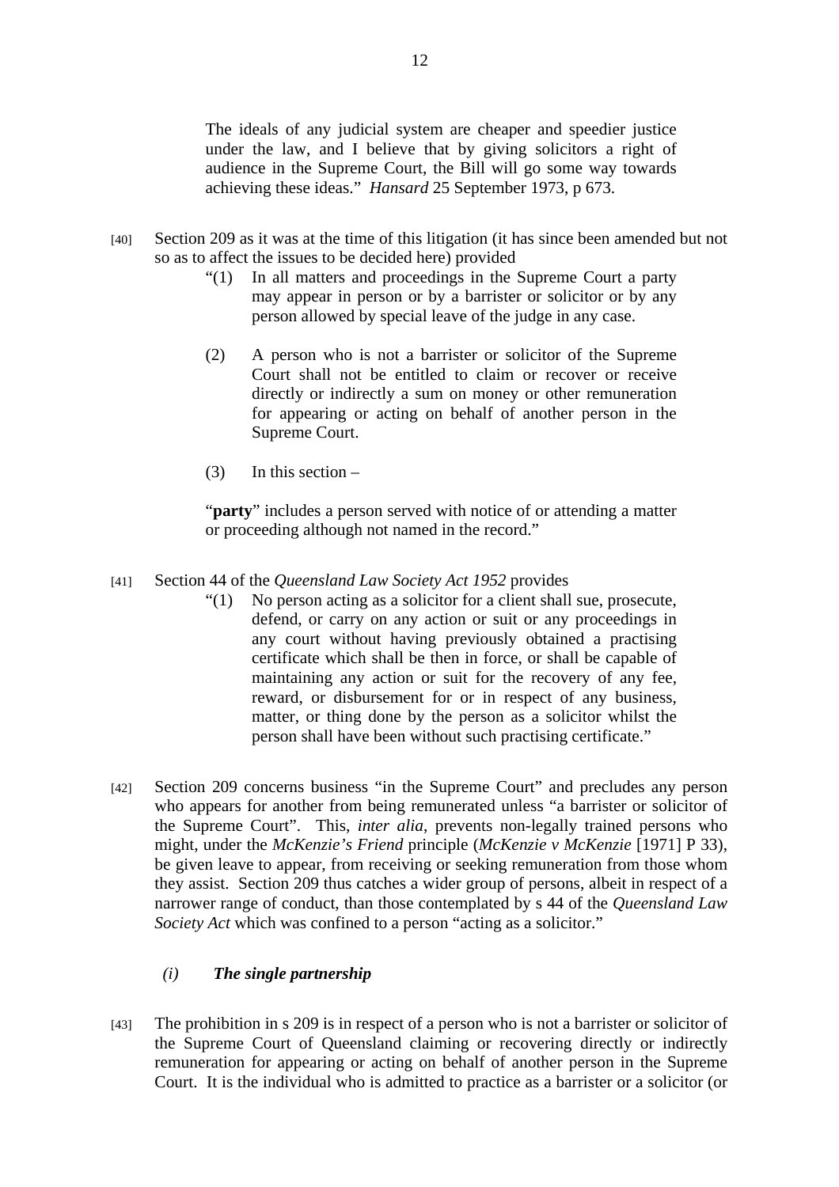> The ideals of any judicial system are cheaper and speedier justice under the law, and I believe that by giving solicitors a right of audience in the Supreme Court, the Bill will go some way towards achieving these ideas." *Hansard* 25 September 1973, p 673.

[40] Section 209 as it was at the time of this litigation (it has since been amended but not so as to affect the issues to be decided here) provided

> "(1) In all matters and proceedings in the Supreme Court a party may appear in person or by a barrister or solicitor or by any person allowed by special leave of the judge in any case.
>
> (2) A person who is not a barrister or solicitor of the Supreme Court shall not be entitled to claim or recover or receive directly or indirectly a sum on money or other remuneration for appearing or acting on behalf of another person in the Supreme Court.
>
> (3) In this section –
>
> "**party**" includes a person served with notice of or attending a matter or proceeding although not named in the record."

[41] Section 44 of the *Queensland Law Society Act 1952* provides

> "(1) No person acting as a solicitor for a client shall sue, prosecute, defend, or carry on any action or suit or any proceedings in any court without having previously obtained a practising certificate which shall be then in force, or shall be capable of maintaining any action or suit for the recovery of any fee, reward, or disbursement for or in respect of any business, matter, or thing done by the person as a solicitor whilst the person shall have been without such practising certificate."

[42] Section 209 concerns business "in the Supreme Court" and precludes any person who appears for another from being remunerated unless "a barrister or solicitor of the Supreme Court". This, *inter alia*, prevents non-legally trained persons who might, under the *McKenzie's Friend* principle (*McKenzie v McKenzie* [1971] P 33), be given leave to appear, from receiving or seeking remuneration from those whom they assist. Section 209 thus catches a wider group of persons, albeit in respect of a narrower range of conduct, than those contemplated by s 44 of the *Queensland Law Society Act* which was confined to a person "acting as a solicitor."

### *(i) The single partnership*

[43] The prohibition in s 209 is in respect of a person who is not a barrister or solicitor of the Supreme Court of Queensland claiming or recovering directly or indirectly remuneration for appearing or acting on behalf of another person in the Supreme Court. It is the individual who is admitted to practice as a barrister or a solicitor (or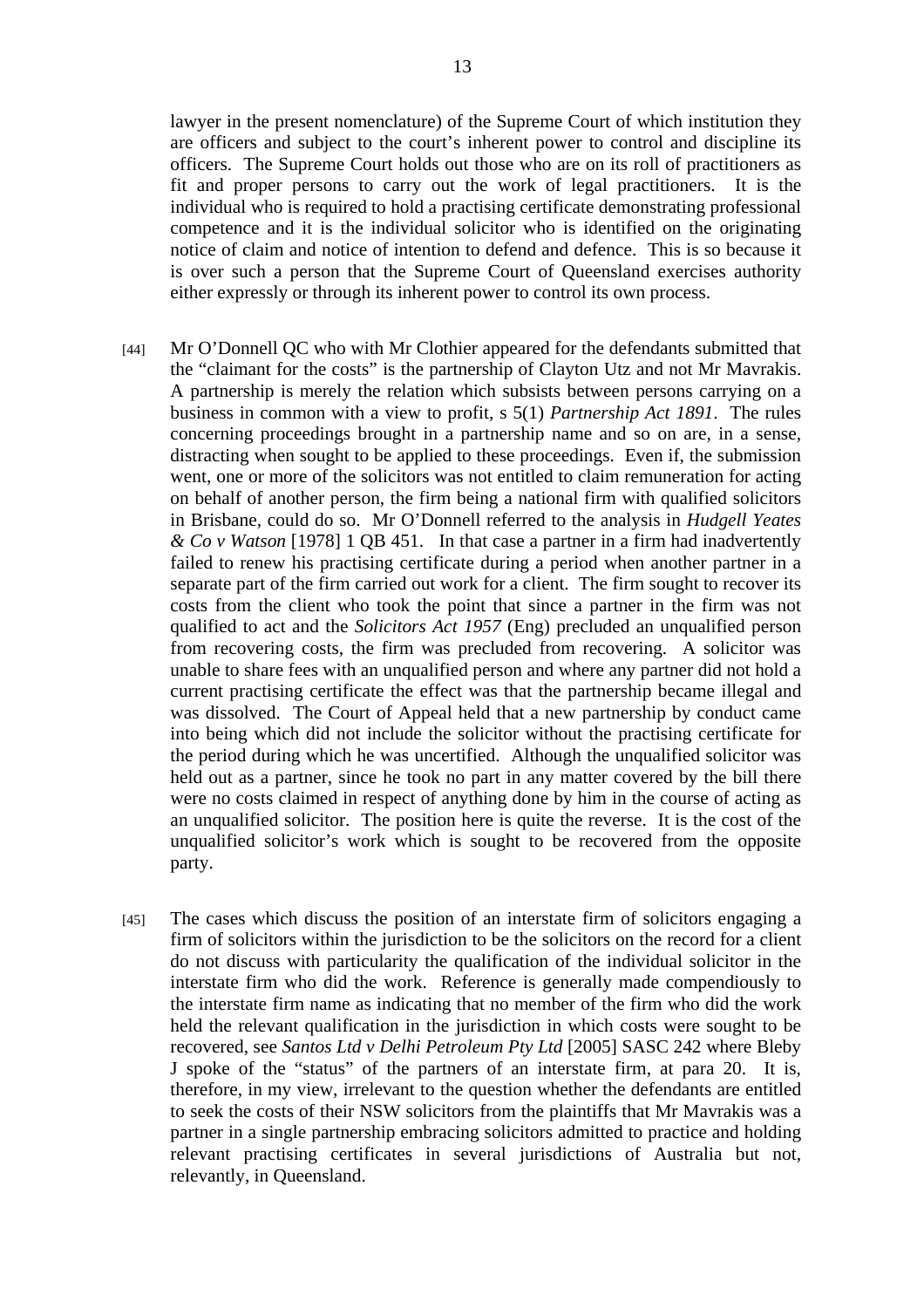lawyer in the present nomenclature) of the Supreme Court of which institution they are officers and subject to the court's inherent power to control and discipline its officers. The Supreme Court holds out those who are on its roll of practitioners as fit and proper persons to carry out the work of legal practitioners. It is the individual who is required to hold a practising certificate demonstrating professional competence and it is the individual solicitor who is identified on the originating notice of claim and notice of intention to defend and defence. This is so because it is over such a person that the Supreme Court of Queensland exercises authority either expressly or through its inherent power to control its own process.

[44] Mr O'Donnell QC who with Mr Clothier appeared for the defendants submitted that the "claimant for the costs" is the partnership of Clayton Utz and not Mr Mavrakis. A partnership is merely the relation which subsists between persons carrying on a business in common with a view to profit, s 5(1) *Partnership Act 1891*. The rules concerning proceedings brought in a partnership name and so on are, in a sense, distracting when sought to be applied to these proceedings. Even if, the submission went, one or more of the solicitors was not entitled to claim remuneration for acting on behalf of another person, the firm being a national firm with qualified solicitors in Brisbane, could do so. Mr O'Donnell referred to the analysis in *Hudgell Yeates & Co v Watson* [1978] 1 QB 451. In that case a partner in a firm had inadvertently failed to renew his practising certificate during a period when another partner in a separate part of the firm carried out work for a client. The firm sought to recover its costs from the client who took the point that since a partner in the firm was not qualified to act and the *Solicitors Act 1957* (Eng) precluded an unqualified person from recovering costs, the firm was precluded from recovering. A solicitor was unable to share fees with an unqualified person and where any partner did not hold a current practising certificate the effect was that the partnership became illegal and was dissolved. The Court of Appeal held that a new partnership by conduct came into being which did not include the solicitor without the practising certificate for the period during which he was uncertified. Although the unqualified solicitor was held out as a partner, since he took no part in any matter covered by the bill there were no costs claimed in respect of anything done by him in the course of acting as an unqualified solicitor. The position here is quite the reverse. It is the cost of the unqualified solicitor's work which is sought to be recovered from the opposite party.

[45] The cases which discuss the position of an interstate firm of solicitors engaging a firm of solicitors within the jurisdiction to be the solicitors on the record for a client do not discuss with particularity the qualification of the individual solicitor in the interstate firm who did the work. Reference is generally made compendiously to the interstate firm name as indicating that no member of the firm who did the work held the relevant qualification in the jurisdiction in which costs were sought to be recovered, see *Santos Ltd v Delhi Petroleum Pty Ltd* [2005] SASC 242 where Bleby J spoke of the "status" of the partners of an interstate firm, at para 20. It is, therefore, in my view, irrelevant to the question whether the defendants are entitled to seek the costs of their NSW solicitors from the plaintiffs that Mr Mavrakis was a partner in a single partnership embracing solicitors admitted to practice and holding relevant practising certificates in several jurisdictions of Australia but not, relevantly, in Queensland.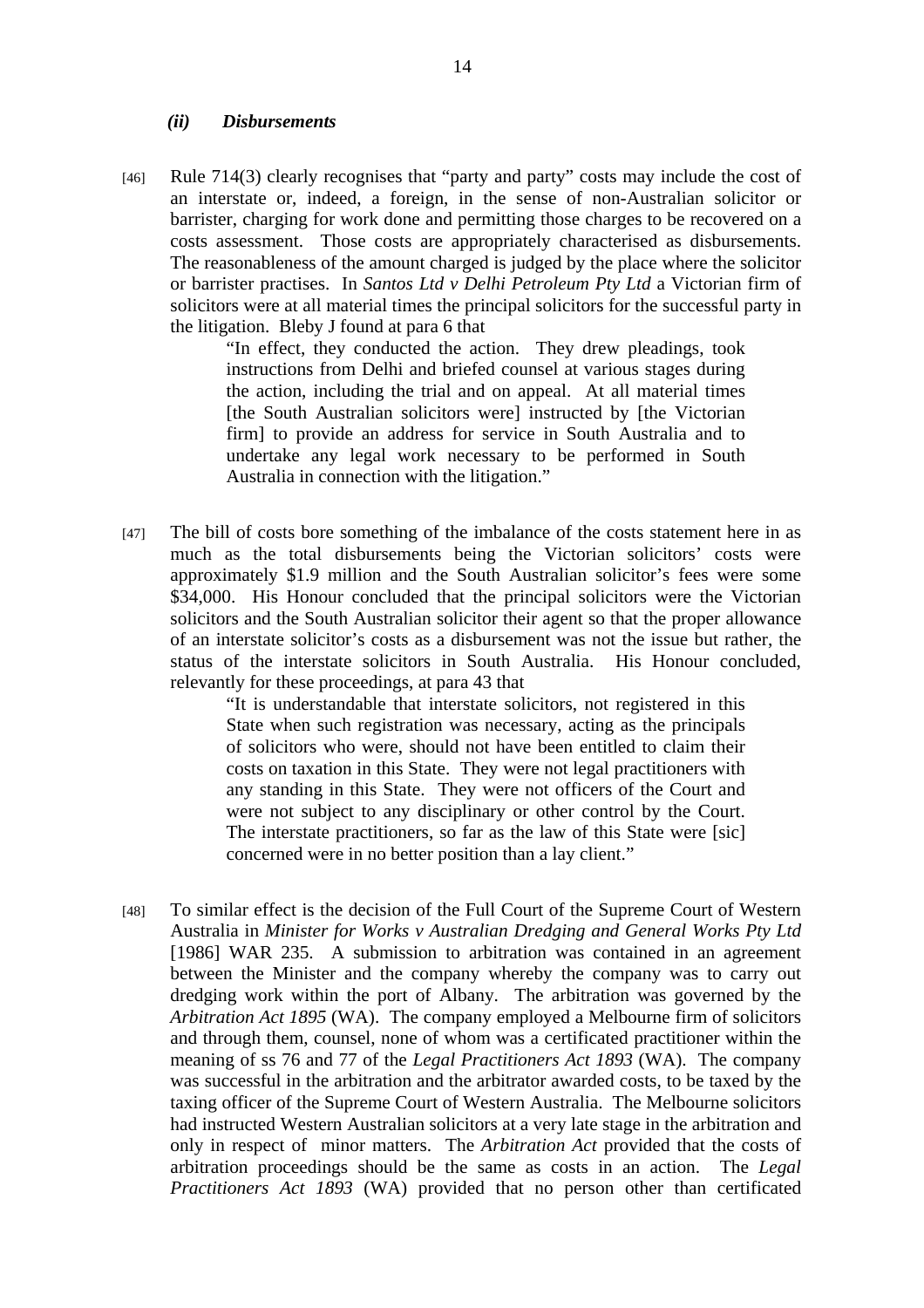### *(ii) Disbursements*

[46] Rule 714(3) clearly recognises that "party and party" costs may include the cost of an interstate or, indeed, a foreign, in the sense of non-Australian solicitor or barrister, charging for work done and permitting those charges to be recovered on a costs assessment. Those costs are appropriately characterised as disbursements. The reasonableness of the amount charged is judged by the place where the solicitor or barrister practises. In *Santos Ltd v Delhi Petroleum Pty Ltd* a Victorian firm of solicitors were at all material times the principal solicitors for the successful party in the litigation. Bleby J found at para 6 that

> "In effect, they conducted the action. They drew pleadings, took instructions from Delhi and briefed counsel at various stages during the action, including the trial and on appeal. At all material times [the South Australian solicitors were] instructed by [the Victorian firm] to provide an address for service in South Australia and to undertake any legal work necessary to be performed in South Australia in connection with the litigation."

[47] The bill of costs bore something of the imbalance of the costs statement here in as much as the total disbursements being the Victorian solicitors' costs were approximately $1.9 million and the South Australian solicitor's fees were some $34,000. His Honour concluded that the principal solicitors were the Victorian solicitors and the South Australian solicitor their agent so that the proper allowance of an interstate solicitor's costs as a disbursement was not the issue but rather, the status of the interstate solicitors in South Australia. His Honour concluded, relevantly for these proceedings, at para 43 that

> "It is understandable that interstate solicitors, not registered in this State when such registration was necessary, acting as the principals of solicitors who were, should not have been entitled to claim their costs on taxation in this State. They were not legal practitioners with any standing in this State. They were not officers of the Court and were not subject to any disciplinary or other control by the Court. The interstate practitioners, so far as the law of this State were [sic] concerned were in no better position than a lay client."

[48] To similar effect is the decision of the Full Court of the Supreme Court of Western Australia in *Minister for Works v Australian Dredging and General Works Pty Ltd* [1986] WAR 235. A submission to arbitration was contained in an agreement between the Minister and the company whereby the company was to carry out dredging work within the port of Albany. The arbitration was governed by the *Arbitration Act 1895* (WA). The company employed a Melbourne firm of solicitors and through them, counsel, none of whom was a certificated practitioner within the meaning of ss 76 and 77 of the *Legal Practitioners Act 1893* (WA). The company was successful in the arbitration and the arbitrator awarded costs, to be taxed by the taxing officer of the Supreme Court of Western Australia. The Melbourne solicitors had instructed Western Australian solicitors at a very late stage in the arbitration and only in respect of minor matters. The *Arbitration Act* provided that the costs of arbitration proceedings should be the same as costs in an action. The *Legal Practitioners Act 1893* (WA) provided that no person other than certificated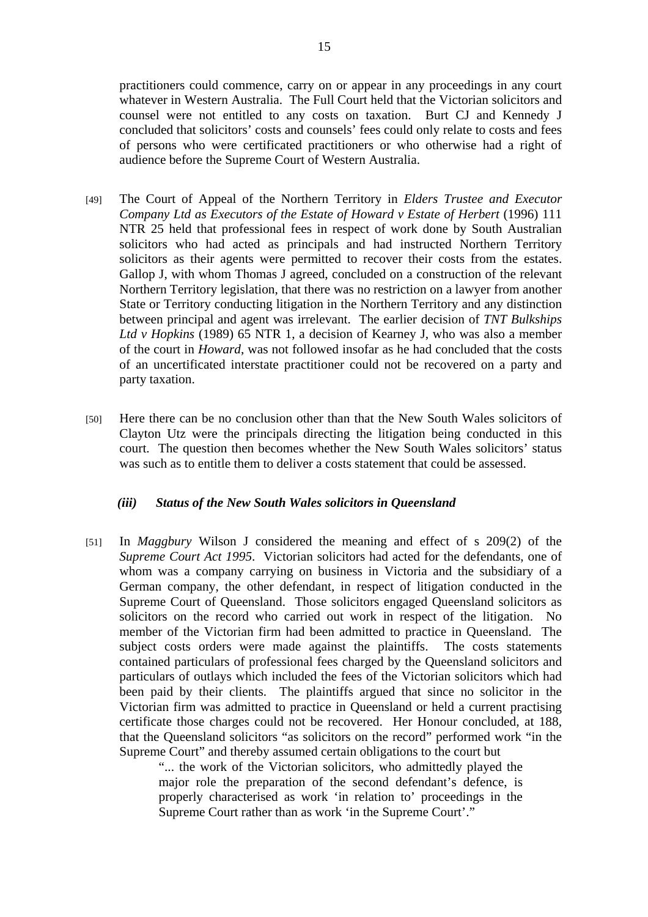practitioners could commence, carry on or appear in any proceedings in any court whatever in Western Australia. The Full Court held that the Victorian solicitors and counsel were not entitled to any costs on taxation. Burt CJ and Kennedy J concluded that solicitors' costs and counsels' fees could only relate to costs and fees of persons who were certificated practitioners or who otherwise had a right of audience before the Supreme Court of Western Australia.

[49] The Court of Appeal of the Northern Territory in *Elders Trustee and Executor Company Ltd as Executors of the Estate of Howard v Estate of Herbert* (1996) 111 NTR 25 held that professional fees in respect of work done by South Australian solicitors who had acted as principals and had instructed Northern Territory solicitors as their agents were permitted to recover their costs from the estates. Gallop J, with whom Thomas J agreed, concluded on a construction of the relevant Northern Territory legislation, that there was no restriction on a lawyer from another State or Territory conducting litigation in the Northern Territory and any distinction between principal and agent was irrelevant. The earlier decision of *TNT Bulkships Ltd v Hopkins* (1989) 65 NTR 1, a decision of Kearney J, who was also a member of the court in *Howard*, was not followed insofar as he had concluded that the costs of an uncertificated interstate practitioner could not be recovered on a party and party taxation.

[50] Here there can be no conclusion other than that the New South Wales solicitors of Clayton Utz were the principals directing the litigation being conducted in this court. The question then becomes whether the New South Wales solicitors' status was such as to entitle them to deliver a costs statement that could be assessed.

### *(iii) Status of the New South Wales solicitors in Queensland*

[51] In *Maggbury* Wilson J considered the meaning and effect of s 209(2) of the *Supreme Court Act 1995*. Victorian solicitors had acted for the defendants, one of whom was a company carrying on business in Victoria and the subsidiary of a German company, the other defendant, in respect of litigation conducted in the Supreme Court of Queensland. Those solicitors engaged Queensland solicitors as solicitors on the record who carried out work in respect of the litigation. No member of the Victorian firm had been admitted to practice in Queensland. The subject costs orders were made against the plaintiffs. The costs statements contained particulars of professional fees charged by the Queensland solicitors and particulars of outlays which included the fees of the Victorian solicitors which had been paid by their clients. The plaintiffs argued that since no solicitor in the Victorian firm was admitted to practice in Queensland or held a current practising certificate those charges could not be recovered. Her Honour concluded, at 188, that the Queensland solicitors "as solicitors on the record" performed work "in the Supreme Court" and thereby assumed certain obligations to the court but

> "... the work of the Victorian solicitors, who admittedly played the major role the preparation of the second defendant's defence, is properly characterised as work 'in relation to' proceedings in the Supreme Court rather than as work 'in the Supreme Court'."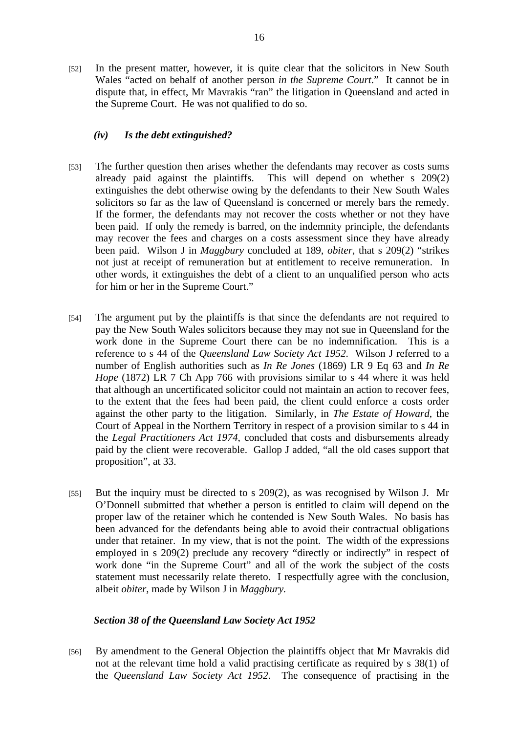[52] In the present matter, however, it is quite clear that the solicitors in New South Wales "acted on behalf of another person *in the Supreme Court*." It cannot be in dispute that, in effect, Mr Mavrakis "ran" the litigation in Queensland and acted in the Supreme Court. He was not qualified to do so.

### *(iv) Is the debt extinguished?*

[53] The further question then arises whether the defendants may recover as costs sums already paid against the plaintiffs. This will depend on whether s 209(2) extinguishes the debt otherwise owing by the defendants to their New South Wales solicitors so far as the law of Queensland is concerned or merely bars the remedy. If the former, the defendants may not recover the costs whether or not they have been paid. If only the remedy is barred, on the indemnity principle, the defendants may recover the fees and charges on a costs assessment since they have already been paid. Wilson J in *Maggbury* concluded at 189, *obiter*, that s 209(2) "strikes not just at receipt of remuneration but at entitlement to receive remuneration. In other words, it extinguishes the debt of a client to an unqualified person who acts for him or her in the Supreme Court."

[54] The argument put by the plaintiffs is that since the defendants are not required to pay the New South Wales solicitors because they may not sue in Queensland for the work done in the Supreme Court there can be no indemnification. This is a reference to s 44 of the *Queensland Law Society Act 1952*. Wilson J referred to a number of English authorities such as *In Re Jones* (1869) LR 9 Eq 63 and *In Re Hope* (1872) LR 7 Ch App 766 with provisions similar to s 44 where it was held that although an uncertificated solicitor could not maintain an action to recover fees, to the extent that the fees had been paid, the client could enforce a costs order against the other party to the litigation. Similarly, in *The Estate of Howard*, the Court of Appeal in the Northern Territory in respect of a provision similar to s 44 in the *Legal Practitioners Act 1974*, concluded that costs and disbursements already paid by the client were recoverable. Gallop J added, "all the old cases support that proposition", at 33.

[55] But the inquiry must be directed to s 209(2), as was recognised by Wilson J. Mr O'Donnell submitted that whether a person is entitled to claim will depend on the proper law of the retainer which he contended is New South Wales. No basis has been advanced for the defendants being able to avoid their contractual obligations under that retainer. In my view, that is not the point. The width of the expressions employed in s 209(2) preclude any recovery "directly or indirectly" in respect of work done "in the Supreme Court" and all of the work the subject of the costs statement must necessarily relate thereto. I respectfully agree with the conclusion, albeit *obiter*, made by Wilson J in *Maggbury*.

### *Section 38 of the Queensland Law Society Act 1952*

[56] By amendment to the General Objection the plaintiffs object that Mr Mavrakis did not at the relevant time hold a valid practising certificate as required by s 38(1) of the *Queensland Law Society Act 1952*. The consequence of practising in the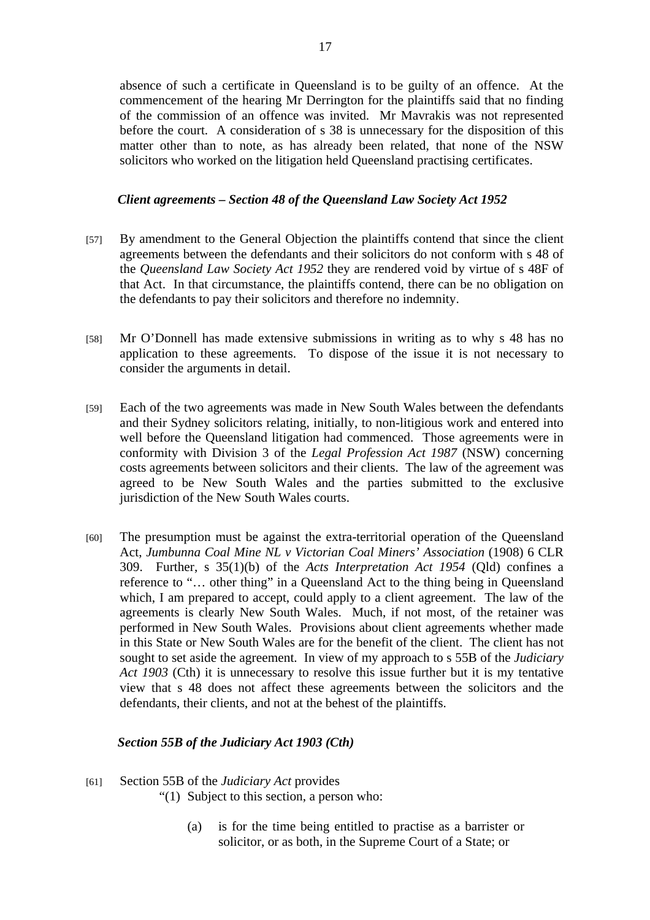absence of such a certificate in Queensland is to be guilty of an offence. At the commencement of the hearing Mr Derrington for the plaintiffs said that no finding of the commission of an offence was invited. Mr Mavrakis was not represented before the court. A consideration of s 38 is unnecessary for the disposition of this matter other than to note, as has already been related, that none of the NSW solicitors who worked on the litigation held Queensland practising certificates.

### *Client agreements – Section 48 of the Queensland Law Society Act 1952*

[57] By amendment to the General Objection the plaintiffs contend that since the client agreements between the defendants and their solicitors do not conform with s 48 of the *Queensland Law Society Act 1952* they are rendered void by virtue of s 48F of that Act. In that circumstance, the plaintiffs contend, there can be no obligation on the defendants to pay their solicitors and therefore no indemnity.

[58] Mr O'Donnell has made extensive submissions in writing as to why s 48 has no application to these agreements. To dispose of the issue it is not necessary to consider the arguments in detail.

[59] Each of the two agreements was made in New South Wales between the defendants and their Sydney solicitors relating, initially, to non-litigious work and entered into well before the Queensland litigation had commenced. Those agreements were in conformity with Division 3 of the *Legal Profession Act 1987* (NSW) concerning costs agreements between solicitors and their clients. The law of the agreement was agreed to be New South Wales and the parties submitted to the exclusive jurisdiction of the New South Wales courts.

[60] The presumption must be against the extra-territorial operation of the Queensland Act, *Jumbunna Coal Mine NL v Victorian Coal Miners' Association* (1908) 6 CLR 309. Further, s 35(1)(b) of the *Acts Interpretation Act 1954* (Qld) confines a reference to "… other thing" in a Queensland Act to the thing being in Queensland which, I am prepared to accept, could apply to a client agreement. The law of the agreements is clearly New South Wales. Much, if not most, of the retainer was performed in New South Wales. Provisions about client agreements whether made in this State or New South Wales are for the benefit of the client. The client has not sought to set aside the agreement. In view of my approach to s 55B of the *Judiciary Act 1903* (Cth) it is unnecessary to resolve this issue further but it is my tentative view that s 48 does not affect these agreements between the solicitors and the defendants, their clients, and not at the behest of the plaintiffs.

### *Section 55B of the Judiciary Act 1903 (Cth)*

[61] Section 55B of the *Judiciary Act* provides

"(1) Subject to this section, a person who:

(a) is for the time being entitled to practise as a barrister or solicitor, or as both, in the Supreme Court of a State; or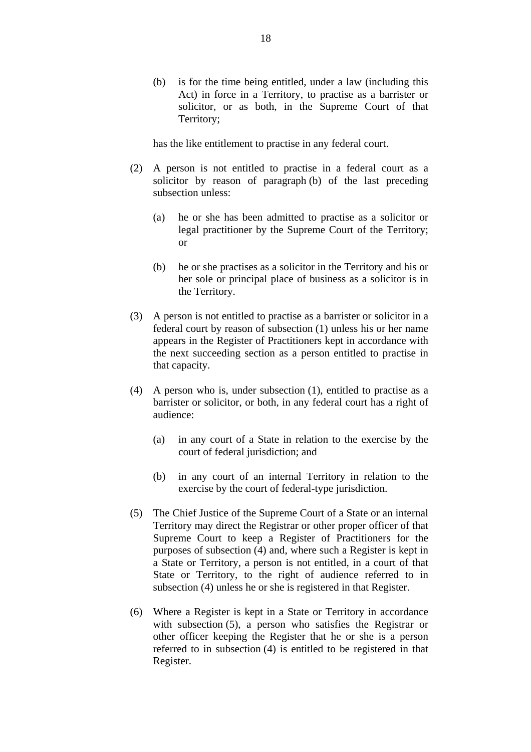(b) is for the time being entitled, under a law (including this Act) in force in a Territory, to practise as a barrister or solicitor, or as both, in the Supreme Court of that Territory;

has the like entitlement to practise in any federal court.

(2) A person is not entitled to practise in a federal court as a solicitor by reason of paragraph (b) of the last preceding subsection unless:

(a) he or she has been admitted to practise as a solicitor or legal practitioner by the Supreme Court of the Territory; or

(b) he or she practises as a solicitor in the Territory and his or her sole or principal place of business as a solicitor is in the Territory.

(3) A person is not entitled to practise as a barrister or solicitor in a federal court by reason of subsection (1) unless his or her name appears in the Register of Practitioners kept in accordance with the next succeeding section as a person entitled to practise in that capacity.

(4) A person who is, under subsection (1), entitled to practise as a barrister or solicitor, or both, in any federal court has a right of audience:

(a) in any court of a State in relation to the exercise by the court of federal jurisdiction; and

(b) in any court of an internal Territory in relation to the exercise by the court of federal-type jurisdiction.

(5) The Chief Justice of the Supreme Court of a State or an internal Territory may direct the Registrar or other proper officer of that Supreme Court to keep a Register of Practitioners for the purposes of subsection (4) and, where such a Register is kept in a State or Territory, a person is not entitled, in a court of that State or Territory, to the right of audience referred to in subsection (4) unless he or she is registered in that Register.

(6) Where a Register is kept in a State or Territory in accordance with subsection (5), a person who satisfies the Registrar or other officer keeping the Register that he or she is a person referred to in subsection (4) is entitled to be registered in that Register.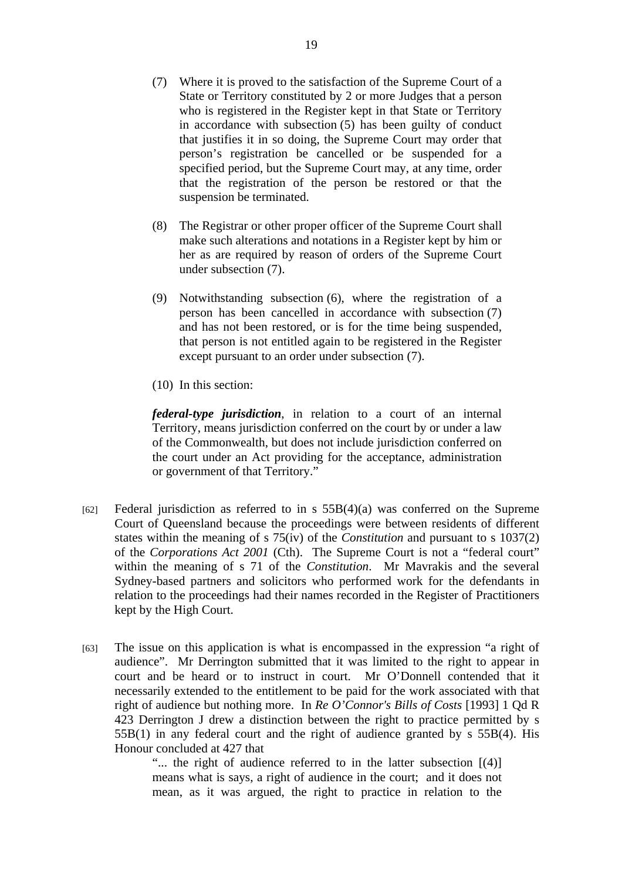(7) Where it is proved to the satisfaction of the Supreme Court of a State or Territory constituted by 2 or more Judges that a person who is registered in the Register kept in that State or Territory in accordance with subsection (5) has been guilty of conduct that justifies it in so doing, the Supreme Court may order that person's registration be cancelled or be suspended for a specified period, but the Supreme Court may, at any time, order that the registration of the person be restored or that the suspension be terminated.

(8) The Registrar or other proper officer of the Supreme Court shall make such alterations and notations in a Register kept by him or her as are required by reason of orders of the Supreme Court under subsection (7).

(9) Notwithstanding subsection (6), where the registration of a person has been cancelled in accordance with subsection (7) and has not been restored, or is for the time being suspended, that person is not entitled again to be registered in the Register except pursuant to an order under subsection (7).

(10) In this section:

***federal-type jurisdiction***, in relation to a court of an internal Territory, means jurisdiction conferred on the court by or under a law of the Commonwealth, but does not include jurisdiction conferred on the court under an Act providing for the acceptance, administration or government of that Territory."

[62] Federal jurisdiction as referred to in s 55B(4)(a) was conferred on the Supreme Court of Queensland because the proceedings were between residents of different states within the meaning of s 75(iv) of the *Constitution* and pursuant to s 1037(2) of the *Corporations Act 2001* (Cth). The Supreme Court is not a "federal court" within the meaning of s 71 of the *Constitution*. Mr Mavrakis and the several Sydney-based partners and solicitors who performed work for the defendants in relation to the proceedings had their names recorded in the Register of Practitioners kept by the High Court.

[63] The issue on this application is what is encompassed in the expression "a right of audience". Mr Derrington submitted that it was limited to the right to appear in court and be heard or to instruct in court. Mr O'Donnell contended that it necessarily extended to the entitlement to be paid for the work associated with that right of audience but nothing more. In *Re O'Connor's Bills of Costs* [1993] 1 Qd R 423 Derrington J drew a distinction between the right to practice permitted by s 55B(1) in any federal court and the right of audience granted by s 55B(4). His Honour concluded at 427 that

> "... the right of audience referred to in the latter subsection [(4)] means what is says, a right of audience in the court; and it does not mean, as it was argued, the right to practice in relation to the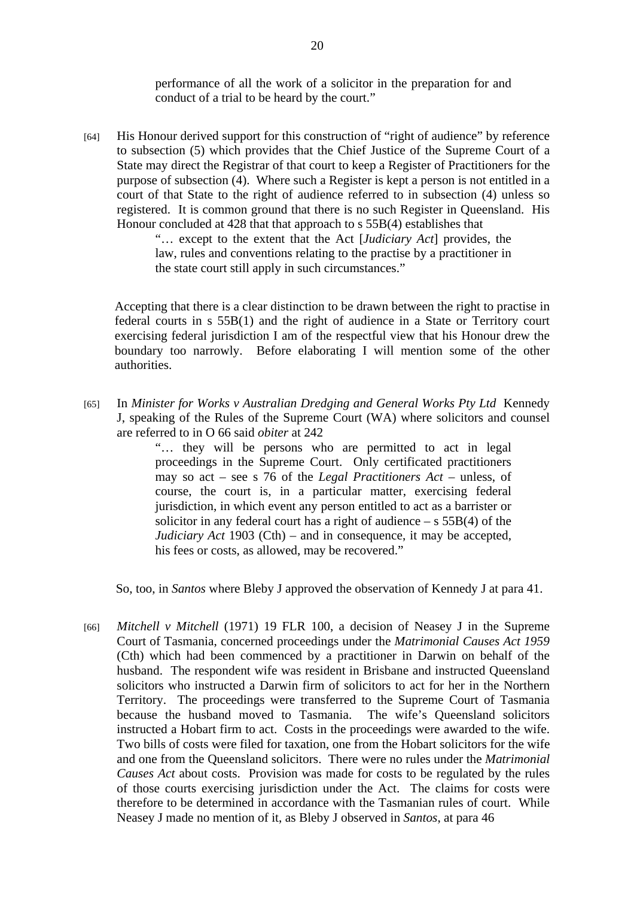> performance of all the work of a solicitor in the preparation for and conduct of a trial to be heard by the court."

[64] His Honour derived support for this construction of "right of audience" by reference to subsection (5) which provides that the Chief Justice of the Supreme Court of a State may direct the Registrar of that court to keep a Register of Practitioners for the purpose of subsection (4). Where such a Register is kept a person is not entitled in a court of that State to the right of audience referred to in subsection (4) unless so registered. It is common ground that there is no such Register in Queensland. His Honour concluded at 428 that that approach to s 55B(4) establishes that

> "… except to the extent that the Act [*Judiciary Act*] provides, the law, rules and conventions relating to the practise by a practitioner in the state court still apply in such circumstances."

Accepting that there is a clear distinction to be drawn between the right to practise in federal courts in s 55B(1) and the right of audience in a State or Territory court exercising federal jurisdiction I am of the respectful view that his Honour drew the boundary too narrowly. Before elaborating I will mention some of the other authorities.

[65] In *Minister for Works v Australian Dredging and General Works Pty Ltd* Kennedy J, speaking of the Rules of the Supreme Court (WA) where solicitors and counsel are referred to in O 66 said *obiter* at 242

> "… they will be persons who are permitted to act in legal proceedings in the Supreme Court. Only certificated practitioners may so act – see s 76 of the *Legal Practitioners Act* – unless, of course, the court is, in a particular matter, exercising federal jurisdiction, in which event any person entitled to act as a barrister or solicitor in any federal court has a right of audience – s 55B(4) of the *Judiciary Act* 1903 (Cth) – and in consequence, it may be accepted, his fees or costs, as allowed, may be recovered."

So, too, in *Santos* where Bleby J approved the observation of Kennedy J at para 41.

[66] *Mitchell v Mitchell* (1971) 19 FLR 100, a decision of Neasey J in the Supreme Court of Tasmania, concerned proceedings under the *Matrimonial Causes Act 1959* (Cth) which had been commenced by a practitioner in Darwin on behalf of the husband. The respondent wife was resident in Brisbane and instructed Queensland solicitors who instructed a Darwin firm of solicitors to act for her in the Northern Territory. The proceedings were transferred to the Supreme Court of Tasmania because the husband moved to Tasmania. The wife's Queensland solicitors instructed a Hobart firm to act. Costs in the proceedings were awarded to the wife. Two bills of costs were filed for taxation, one from the Hobart solicitors for the wife and one from the Queensland solicitors. There were no rules under the *Matrimonial Causes Act* about costs. Provision was made for costs to be regulated by the rules of those courts exercising jurisdiction under the Act. The claims for costs were therefore to be determined in accordance with the Tasmanian rules of court. While Neasey J made no mention of it, as Bleby J observed in *Santos*, at para 46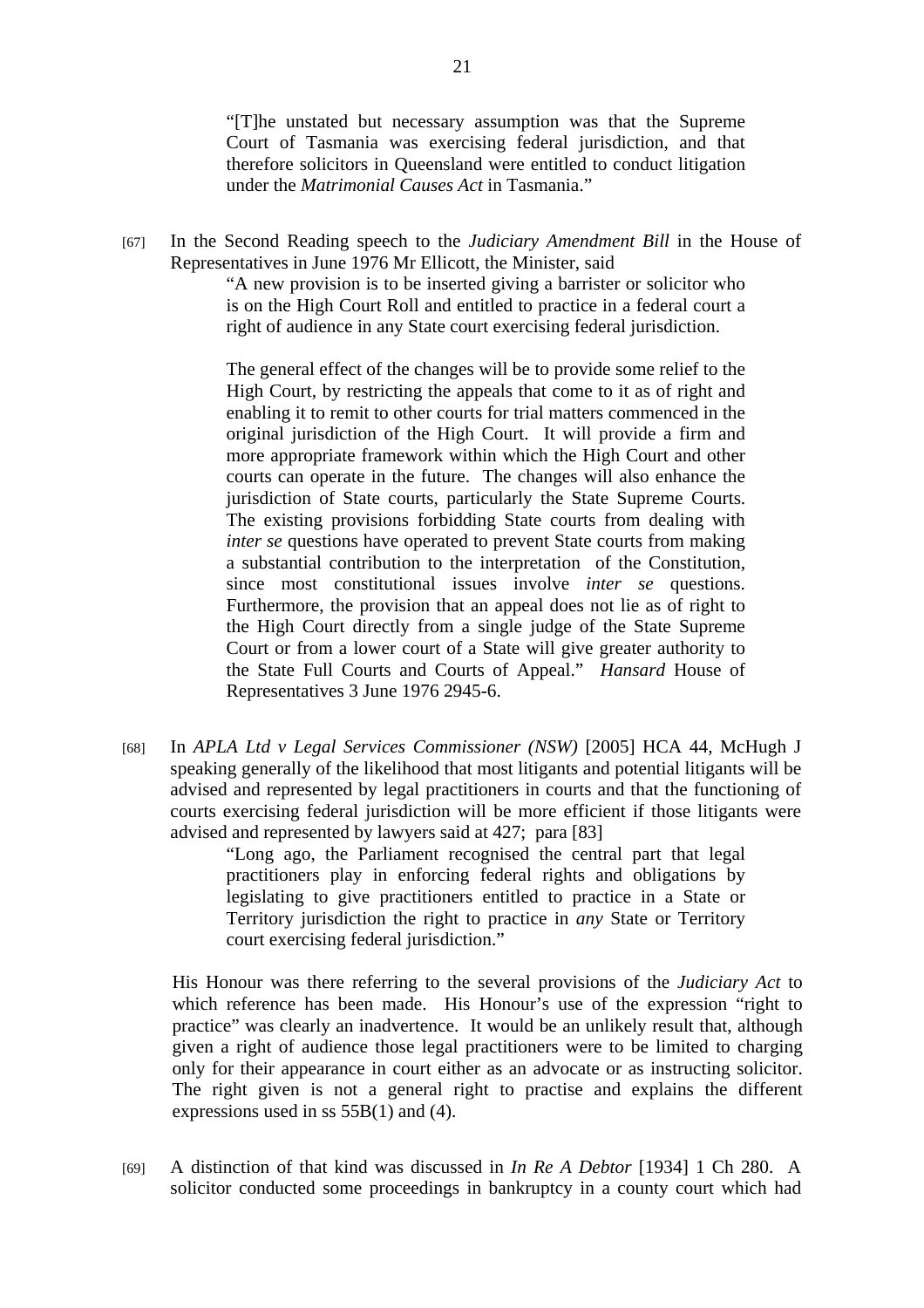> "[T]he unstated but necessary assumption was that the Supreme Court of Tasmania was exercising federal jurisdiction, and that therefore solicitors in Queensland were entitled to conduct litigation under the *Matrimonial Causes Act* in Tasmania."

[67] In the Second Reading speech to the *Judiciary Amendment Bill* in the House of Representatives in June 1976 Mr Ellicott, the Minister, said

> "A new provision is to be inserted giving a barrister or solicitor who is on the High Court Roll and entitled to practice in a federal court a right of audience in any State court exercising federal jurisdiction.
>
> The general effect of the changes will be to provide some relief to the High Court, by restricting the appeals that come to it as of right and enabling it to remit to other courts for trial matters commenced in the original jurisdiction of the High Court. It will provide a firm and more appropriate framework within which the High Court and other courts can operate in the future. The changes will also enhance the jurisdiction of State courts, particularly the State Supreme Courts. The existing provisions forbidding State courts from dealing with *inter se* questions have operated to prevent State courts from making a substantial contribution to the interpretation of the Constitution, since most constitutional issues involve *inter se* questions. Furthermore, the provision that an appeal does not lie as of right to the High Court directly from a single judge of the State Supreme Court or from a lower court of a State will give greater authority to the State Full Courts and Courts of Appeal." *Hansard* House of Representatives 3 June 1976 2945-6.

[68] In *APLA Ltd v Legal Services Commissioner (NSW)* [2005] HCA 44, McHugh J speaking generally of the likelihood that most litigants and potential litigants will be advised and represented by legal practitioners in courts and that the functioning of courts exercising federal jurisdiction will be more efficient if those litigants were advised and represented by lawyers said at 427; para [83]

> "Long ago, the Parliament recognised the central part that legal practitioners play in enforcing federal rights and obligations by legislating to give practitioners entitled to practice in a State or Territory jurisdiction the right to practice in *any* State or Territory court exercising federal jurisdiction."

His Honour was there referring to the several provisions of the *Judiciary Act* to which reference has been made. His Honour's use of the expression "right to practice" was clearly an inadvertence. It would be an unlikely result that, although given a right of audience those legal practitioners were to be limited to charging only for their appearance in court either as an advocate or as instructing solicitor. The right given is not a general right to practise and explains the different expressions used in ss 55B(1) and (4).

[69] A distinction of that kind was discussed in *In Re A Debtor* [1934] 1 Ch 280. A solicitor conducted some proceedings in bankruptcy in a county court which had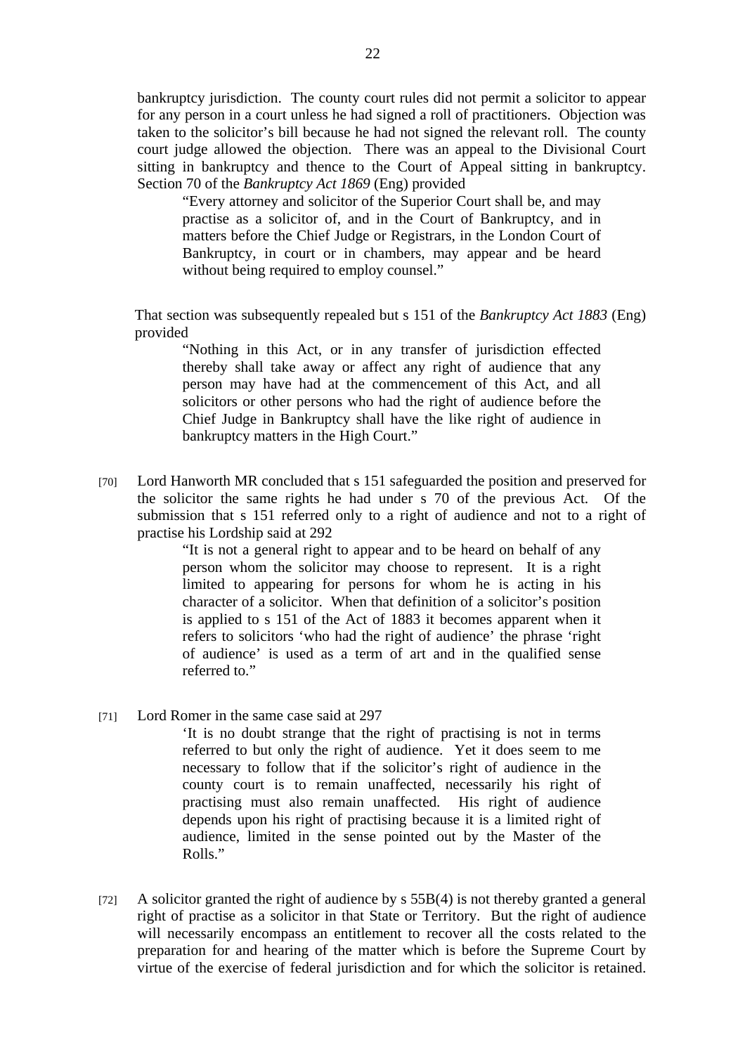bankruptcy jurisdiction. The county court rules did not permit a solicitor to appear for any person in a court unless he had signed a roll of practitioners. Objection was taken to the solicitor's bill because he had not signed the relevant roll. The county court judge allowed the objection. There was an appeal to the Divisional Court sitting in bankruptcy and thence to the Court of Appeal sitting in bankruptcy. Section 70 of the *Bankruptcy Act 1869* (Eng) provided

> "Every attorney and solicitor of the Superior Court shall be, and may practise as a solicitor of, and in the Court of Bankruptcy, and in matters before the Chief Judge or Registrars, in the London Court of Bankruptcy, in court or in chambers, may appear and be heard without being required to employ counsel."

That section was subsequently repealed but s 151 of the *Bankruptcy Act 1883* (Eng) provided

> "Nothing in this Act, or in any transfer of jurisdiction effected thereby shall take away or affect any right of audience that any person may have had at the commencement of this Act, and all solicitors or other persons who had the right of audience before the Chief Judge in Bankruptcy shall have the like right of audience in bankruptcy matters in the High Court."

[70] Lord Hanworth MR concluded that s 151 safeguarded the position and preserved for the solicitor the same rights he had under s 70 of the previous Act. Of the submission that s 151 referred only to a right of audience and not to a right of practise his Lordship said at 292

> "It is not a general right to appear and to be heard on behalf of any person whom the solicitor may choose to represent. It is a right limited to appearing for persons for whom he is acting in his character of a solicitor. When that definition of a solicitor's position is applied to s 151 of the Act of 1883 it becomes apparent when it refers to solicitors 'who had the right of audience' the phrase 'right of audience' is used as a term of art and in the qualified sense referred to."

[71] Lord Romer in the same case said at 297

> 'It is no doubt strange that the right of practising is not in terms referred to but only the right of audience. Yet it does seem to me necessary to follow that if the solicitor's right of audience in the county court is to remain unaffected, necessarily his right of practising must also remain unaffected. His right of audience depends upon his right of practising because it is a limited right of audience, limited in the sense pointed out by the Master of the Rolls."

[72] A solicitor granted the right of audience by s 55B(4) is not thereby granted a general right of practise as a solicitor in that State or Territory. But the right of audience will necessarily encompass an entitlement to recover all the costs related to the preparation for and hearing of the matter which is before the Supreme Court by virtue of the exercise of federal jurisdiction and for which the solicitor is retained.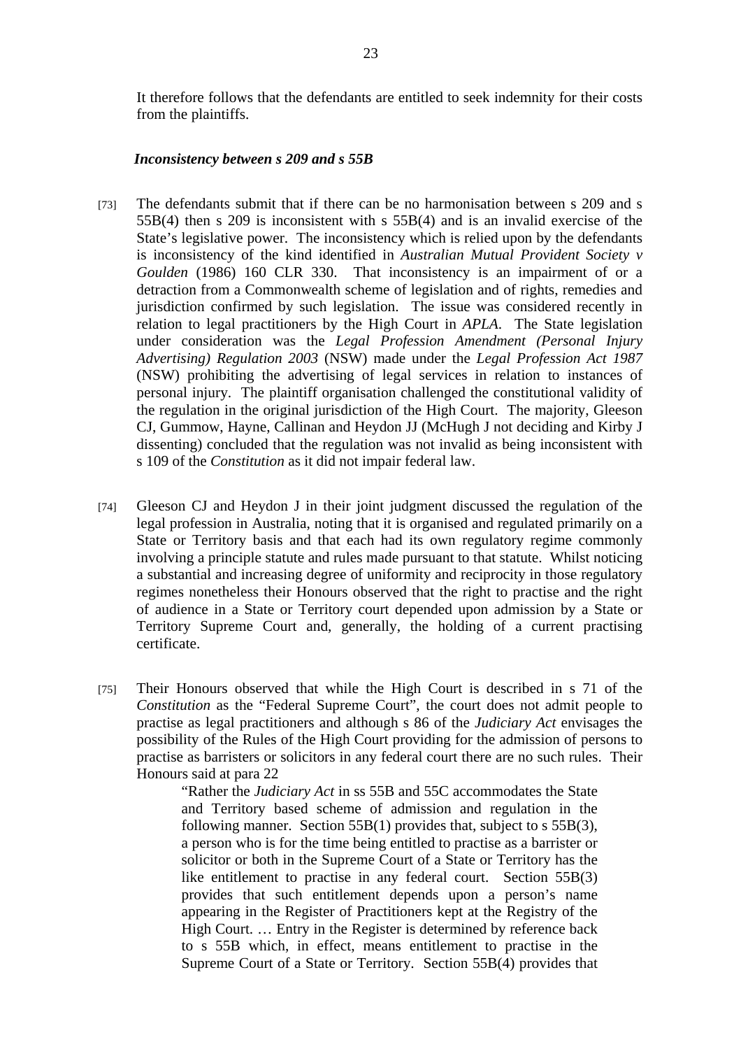It therefore follows that the defendants are entitled to seek indemnity for their costs from the plaintiffs.

***Inconsistency between s 209 and s 55B***

[73] The defendants submit that if there can be no harmonisation between s 209 and s 55B(4) then s 209 is inconsistent with s 55B(4) and is an invalid exercise of the State's legislative power. The inconsistency which is relied upon by the defendants is inconsistency of the kind identified in *Australian Mutual Provident Society v Goulden* (1986) 160 CLR 330. That inconsistency is an impairment of or a detraction from a Commonwealth scheme of legislation and of rights, remedies and jurisdiction confirmed by such legislation. The issue was considered recently in relation to legal practitioners by the High Court in *APLA*. The State legislation under consideration was the *Legal Profession Amendment (Personal Injury Advertising) Regulation 2003* (NSW) made under the *Legal Profession Act 1987* (NSW) prohibiting the advertising of legal services in relation to instances of personal injury. The plaintiff organisation challenged the constitutional validity of the regulation in the original jurisdiction of the High Court. The majority, Gleeson CJ, Gummow, Hayne, Callinan and Heydon JJ (McHugh J not deciding and Kirby J dissenting) concluded that the regulation was not invalid as being inconsistent with s 109 of the *Constitution* as it did not impair federal law.

[74] Gleeson CJ and Heydon J in their joint judgment discussed the regulation of the legal profession in Australia, noting that it is organised and regulated primarily on a State or Territory basis and that each had its own regulatory regime commonly involving a principle statute and rules made pursuant to that statute. Whilst noticing a substantial and increasing degree of uniformity and reciprocity in those regulatory regimes nonetheless their Honours observed that the right to practise and the right of audience in a State or Territory court depended upon admission by a State or Territory Supreme Court and, generally, the holding of a current practising certificate.

[75] Their Honours observed that while the High Court is described in s 71 of the *Constitution* as the "Federal Supreme Court", the court does not admit people to practise as legal practitioners and although s 86 of the *Judiciary Act* envisages the possibility of the Rules of the High Court providing for the admission of persons to practise as barristers or solicitors in any federal court there are no such rules. Their Honours said at para 22

> "Rather the *Judiciary Act* in ss 55B and 55C accommodates the State and Territory based scheme of admission and regulation in the following manner. Section 55B(1) provides that, subject to s 55B(3), a person who is for the time being entitled to practise as a barrister or solicitor or both in the Supreme Court of a State or Territory has the like entitlement to practise in any federal court. Section 55B(3) provides that such entitlement depends upon a person's name appearing in the Register of Practitioners kept at the Registry of the High Court. … Entry in the Register is determined by reference back to s 55B which, in effect, means entitlement to practise in the Supreme Court of a State or Territory. Section 55B(4) provides that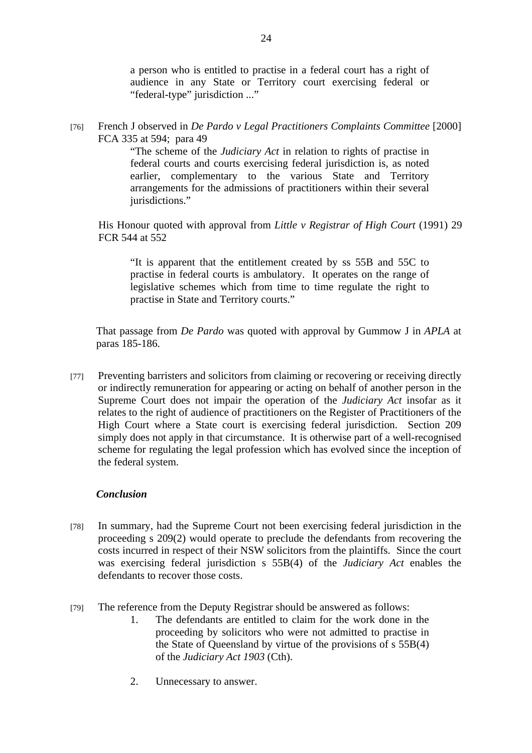> a person who is entitled to practise in a federal court has a right of audience in any State or Territory court exercising federal or "federal-type" jurisdiction ..."

[76] French J observed in *De Pardo v Legal Practitioners Complaints Committee* [2000] FCA 335 at 594; para 49

> "The scheme of the *Judiciary Act* in relation to rights of practise in federal courts and courts exercising federal jurisdiction is, as noted earlier, complementary to the various State and Territory arrangements for the admissions of practitioners within their several jurisdictions."

His Honour quoted with approval from *Little v Registrar of High Court* (1991) 29 FCR 544 at 552

> "It is apparent that the entitlement created by ss 55B and 55C to practise in federal courts is ambulatory. It operates on the range of legislative schemes which from time to time regulate the right to practise in State and Territory courts."

That passage from *De Pardo* was quoted with approval by Gummow J in *APLA* at paras 185-186.

[77] Preventing barristers and solicitors from claiming or recovering or receiving directly or indirectly remuneration for appearing or acting on behalf of another person in the Supreme Court does not impair the operation of the *Judiciary Act* insofar as it relates to the right of audience of practitioners on the Register of Practitioners of the High Court where a State court is exercising federal jurisdiction. Section 209 simply does not apply in that circumstance. It is otherwise part of a well-recognised scheme for regulating the legal profession which has evolved since the inception of the federal system.

***Conclusion***

[78] In summary, had the Supreme Court not been exercising federal jurisdiction in the proceeding s 209(2) would operate to preclude the defendants from recovering the costs incurred in respect of their NSW solicitors from the plaintiffs. Since the court was exercising federal jurisdiction s 55B(4) of the *Judiciary Act* enables the defendants to recover those costs.

[79] The reference from the Deputy Registrar should be answered as follows:

1. The defendants are entitled to claim for the work done in the proceeding by solicitors who were not admitted to practise in the State of Queensland by virtue of the provisions of s 55B(4) of the *Judiciary Act 1903* (Cth).

2. Unnecessary to answer.